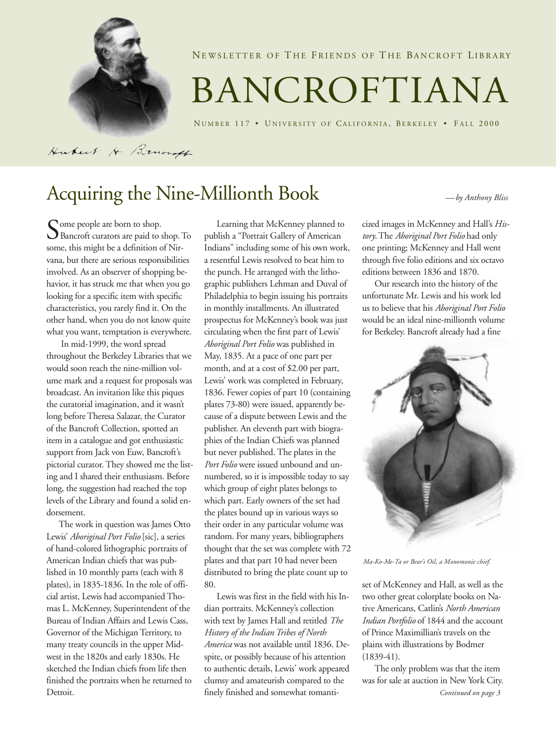NEWSLETTER OF THE FRIENDS OF THE BANCROFT LIBRARY

# BANCROFTIANA

NUMBER 117 • UNIVERSITY OF CALIFORNIA, BERKELEY • FALL 2000

## Acquiring the Nine-Millionth Book

*—by Anthony Bliss*

Some people are born to shop. Bancroft curators are paid to shop. To some, this might be a definition of Nirvana, but there are serious responsibilities involved. As an observer of shopping behavior, it has struck me that when you go looking for a specific item with specific characteristics, you rarely find it. On the other hand, when you do not know quite what you want, temptation is everywhere.

In mid-1999, the word spread throughout the Berkeley Libraries that we would soon reach the nine-million volume mark and a request for proposals was broadcast. An invitation like this piques the curatorial imagination, and it wasn't long before Theresa Salazar, the Curator of the Bancroft Collection, spotted an item in a catalogue and got enthusiastic support from Jack von Euw, Bancroft's pictorial curator. They showed me the listing and I shared their enthusiasm. Before long, the suggestion had reached the top levels of the Library and found a solid endorsement.

The work in question was James Otto Lewis' *Aboriginal Port Folio* [sic], a series of hand-colored lithographic portraits of American Indian chiefs that was published in 10 monthly parts (each with 8 plates), in 1835-1836. In the role of official artist, Lewis had accompanied Thomas L. McKenney, Superintendent of the Bureau of Indian Affairs and Lewis Cass, Governor of the Michigan Territory, to many treaty councils in the upper Midwest in the 1820s and early 1830s. He sketched the Indian chiefs from life then finished the portraits when he returned to Detroit.

Learning that McKenney planned to publish a "Portrait Gallery of American Indians" including some of his own work, a resentful Lewis resolved to beat him to the punch. He arranged with the lithographic publishers Lehman and Duval of Philadelphia to begin issuing his portraits in monthly installments. An illustrated prospectus for McKenney's book was just circulating when the first part of Lewis' *Aboriginal Port Folio* was published in May, 1835. At a pace of one part per month, and at a cost of $2.00 per part, Lewis' work was completed in February, 1836. Fewer copies of part 10 (containing plates 73-80) were issued, apparently because of a dispute between Lewis and the publisher. An eleventh part with biographies of the Indian Chiefs was planned but never published. The plates in the *Port Folio* were issued unbound and unnumbered, so it is impossible today to say which group of eight plates belongs to which part. Early owners of the set had the plates bound up in various ways so their order in any particular volume was random. For many years, bibliographers thought that the set was complete with 72 plates and that part 10 had never been distributed to bring the plate count up to 80.

Lewis was first in the field with his Indian portraits. McKenney's collection with text by James Hall and retitled *The History of the Indian Tribes of North America* was not available until 1836. Despite, or possibly because of his attention to authentic details, Lewis' work appeared clumsy and amateurish compared to the finely finished and somewhat romanticized images in McKenney and Hall's *History*. The *Aboriginal Port Folio* had only one printing; McKenney and Hall went through five folio editions and six octavo editions between 1836 and 1870.

Our research into the history of the unfortunate Mr. Lewis and his work led us to believe that his *Aboriginal Port Folio* would be an ideal nine-millionth volume for Berkeley. Bancroft already had a fine set of McKenney and Hall, as well as the two other great colorplate books on Native Americans, Catlin's *North American Indian Portfolio* of 1844 and the account of Prince Maximillian's travels on the plains with illustrations by Bodmer (1839-41).

*Ma-Ko-Me-Ta or Bear's Oil, a Monomonie chief.*

The only problem was that the item was for sale at auction in New York City.

*Continued on page 3*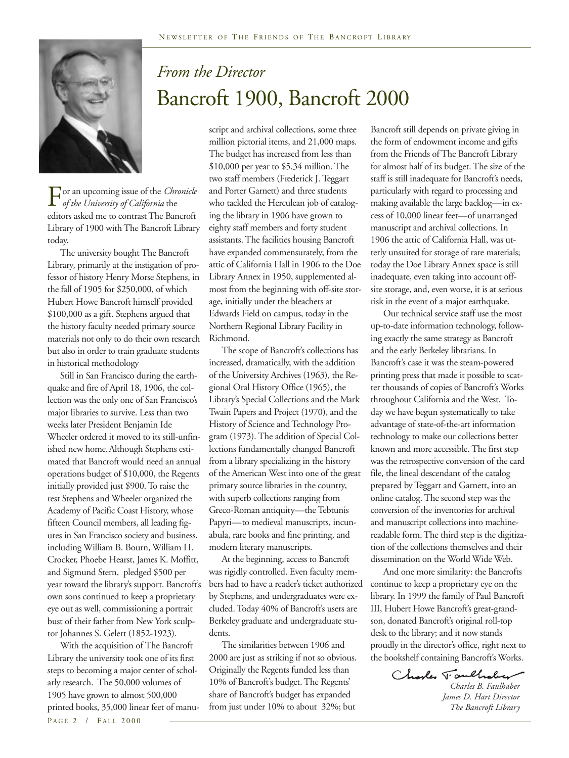*From the Director*

# Bancroft 1900, Bancroft 2000

For an upcoming issue of the *Chronicle of the University of California* the editors asked me to contrast The Bancroft Library of 1900 with The Bancroft Library today.

The university bought The Bancroft Library, primarily at the instigation of professor of history Henry Morse Stephens, in the fall of 1905 for $250,000, of which Hubert Howe Bancroft himself provided $100,000 as a gift. Stephens argued that the history faculty needed primary source materials not only to do their own research but also in order to train graduate students in historical methodology

Still in San Francisco during the earthquake and fire of April 18, 1906, the collection was the only one of San Francisco's major libraries to survive. Less than two weeks later President Benjamin Ide Wheeler ordered it moved to its still-unfinished new home. Although Stephens estimated that Bancroft would need an annual operations budget of $10,000, the Regents initially provided just $900. To raise the rest Stephens and Wheeler organized the Academy of Pacific Coast History, whose fifteen Council members, all leading figures in San Francisco society and business, including William B. Bourn, William H. Crocker, Phoebe Hearst, James K. Moffitt, and Sigmund Stern, pledged $500 per year toward the library's support. Bancroft's own sons continued to keep a proprietary eye out as well, commissioning a portrait bust of their father from New York sculptor Johannes S. Gelert (1852-1923).

With the acquisition of The Bancroft Library the university took one of its first steps to becoming a major center of scholarly research. The 50,000 volumes of 1905 have grown to almost 500,000 printed books, 35,000 linear feet of manuscript and archival collections, some three million pictorial items, and 21,000 maps. The budget has increased from less than $10,000 per year to $5.34 million. The two staff members (Frederick J. Teggart and Porter Garnett) and three students who tackled the Herculean job of cataloging the library in 1906 have grown to eighty staff members and forty student assistants. The facilities housing Bancroft have expanded commensurately, from the attic of California Hall in 1906 to the Doe Library Annex in 1950, supplemented almost from the beginning with off-site storage, initially under the bleachers at Edwards Field on campus, today in the Northern Regional Library Facility in Richmond.

The scope of Bancroft's collections has increased, dramatically, with the addition of the University Archives (1963), the Regional Oral History Office (1965), the Library's Special Collections and the Mark Twain Papers and Project (1970), and the History of Science and Technology Program (1973). The addition of Special Collections fundamentally changed Bancroft from a library specializing in the history of the American West into one of the great primary source libraries in the country, with superb collections ranging from Greco-Roman antiquity—the Tebtunis Papyri—to medieval manuscripts, incunabula, rare books and fine printing, and modern literary manuscripts.

At the beginning, access to Bancroft was rigidly controlled. Even faculty members had to have a reader's ticket authorized by Stephens, and undergraduates were excluded. Today 40% of Bancroft's users are Berkeley graduate and undergraduate students.

The similarities between 1906 and 2000 are just as striking if not so obvious. Originally the Regents funded less than 10% of Bancroft's budget. The Regents' share of Bancroft's budget has expanded from just under 10% to about 32%; but Bancroft still depends on private giving in the form of endowment income and gifts from the Friends of The Bancroft Library for almost half of its budget. The size of the staff is still inadequate for Bancroft's needs, particularly with regard to processing and making available the large backlog—in excess of 10,000 linear feet—of unarranged manuscript and archival collections. In 1906 the attic of California Hall, was utterly unsuited for storage of rare materials; today the Doe Library Annex space is still inadequate, even taking into account off-site storage, and, even worse, it is at serious risk in the event of a major earthquake.

Our technical service staff use the most up-to-date information technology, following exactly the same strategy as Bancroft and the early Berkeley librarians. In Bancroft's case it was the steam-powered printing press that made it possible to scatter thousands of copies of Bancroft's Works throughout California and the West. Today we have begun systematically to take advantage of state-of-the-art information technology to make our collections better known and more accessible. The first step was the retrospective conversion of the card file, the lineal descendant of the catalog prepared by Teggart and Garnett, into an online catalog. The second step was the conversion of the inventories for archival and manuscript collections into machine-readable form. The third step is the digitization of the collections themselves and their dissemination on the World Wide Web.

And one more similarity: the Bancrofts continue to keep a proprietary eye on the library. In 1999 the family of Paul Bancroft III, Hubert Howe Bancroft's great-grandson, donated Bancroft's original roll-top desk to the library; and it now stands proudly in the director's office, right next to the bookshelf containing Bancroft's Works.

*Charles B. Faulhaber*
*James D. Hart Director*
*The Bancroft Library*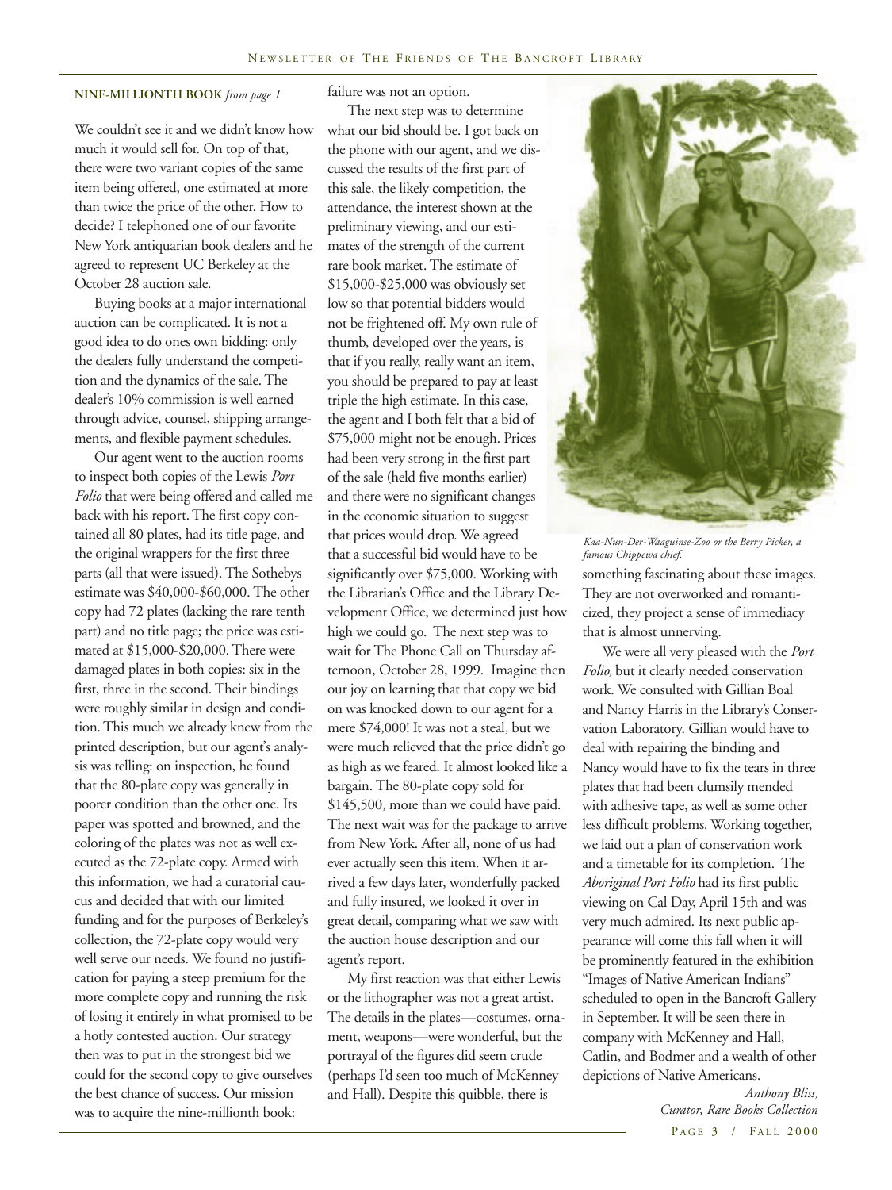**NINE-MILLIONTH BOOK** *from page 1*

We couldn't see it and we didn't know how much it would sell for. On top of that, there were two variant copies of the same item being offered, one estimated at more than twice the price of the other. How to decide? I telephoned one of our favorite New York antiquarian book dealers and he agreed to represent UC Berkeley at the October 28 auction sale.

Buying books at a major international auction can be complicated. It is not a good idea to do ones own bidding: only the dealers fully understand the competition and the dynamics of the sale. The dealer's 10% commission is well earned through advice, counsel, shipping arrangements, and flexible payment schedules.

Our agent went to the auction rooms to inspect both copies of the Lewis *Port Folio* that were being offered and called me back with his report. The first copy contained all 80 plates, had its title page, and the original wrappers for the first three parts (all that were issued). The Sothebys estimate was $40,000-$60,000. The other copy had 72 plates (lacking the rare tenth part) and no title page; the price was estimated at $15,000-$20,000. There were damaged plates in both copies: six in the first, three in the second. Their bindings were roughly similar in design and condition. This much we already knew from the printed description, but our agent's analysis was telling: on inspection, he found that the 80-plate copy was generally in poorer condition than the other one. Its paper was spotted and browned, and the coloring of the plates was not as well executed as the 72-plate copy. Armed with this information, we had a curatorial caucus and decided that with our limited funding and for the purposes of Berkeley's collection, the 72-plate copy would very well serve our needs. We found no justification for paying a steep premium for the more complete copy and running the risk of losing it entirely in what promised to be a hotly contested auction. Our strategy then was to put in the strongest bid we could for the second copy to give ourselves the best chance of success. Our mission was to acquire the nine-millionth book: failure was not an option.

The next step was to determine what our bid should be. I got back on the phone with our agent, and we discussed the results of the first part of this sale, the likely competition, the attendance, the interest shown at the preliminary viewing, and our estimates of the strength of the current rare book market. The estimate of $15,000-$25,000 was obviously set low so that potential bidders would not be frightened off. My own rule of thumb, developed over the years, is that if you really, really want an item, you should be prepared to pay at least triple the high estimate. In this case, the agent and I both felt that a bid of $75,000 might not be enough. Prices had been very strong in the first part of the sale (held five months earlier) and there were no significant changes in the economic situation to suggest that prices would drop. We agreed that a successful bid would have to be significantly over $75,000. Working with the Librarian's Office and the Library Development Office, we determined just how high we could go. The next step was to wait for The Phone Call on Thursday afternoon, October 28, 1999. Imagine then our joy on learning that that copy we bid on was knocked down to our agent for a mere $74,000! It was not a steal, but we were much relieved that the price didn't go as high as we feared. It almost looked like a bargain. The 80-plate copy sold for $145,500, more than we could have paid. The next wait was for the package to arrive from New York. After all, none of us had ever actually seen this item. When it arrived a few days later, wonderfully packed and fully insured, we looked it over in great detail, comparing what we saw with the auction house description and our agent's report.

My first reaction was that either Lewis or the lithographer was not a great artist. The details in the plates—costumes, ornament, weapons—were wonderful, but the portrayal of the figures did seem crude (perhaps I'd seen too much of McKenney and Hall). Despite this quibble, there is something fascinating about these images. They are not overworked and romanticized, they project a sense of immediacy that is almost unnerving.

*Kaa-Nun-Der-Waaguinse-Zoo or the Berry Picker, a famous Chippewa chief.*

We were all very pleased with the *Port Folio,* but it clearly needed conservation work. We consulted with Gillian Boal and Nancy Harris in the Library's Conservation Laboratory. Gillian would have to deal with repairing the binding and Nancy would have to fix the tears in three plates that had been clumsily mended with adhesive tape, as well as some other less difficult problems. Working together, we laid out a plan of conservation work and a timetable for its completion. The *Aboriginal Port Folio* had its first public viewing on Cal Day, April 15th and was very much admired. Its next public appearance will come this fall when it will be prominently featured in the exhibition "Images of Native American Indians" scheduled to open in the Bancroft Gallery in September. It will be seen there in company with McKenney and Hall, Catlin, and Bodmer and a wealth of other depictions of Native Americans.

*Anthony Bliss,*
*Curator, Rare Books Collection*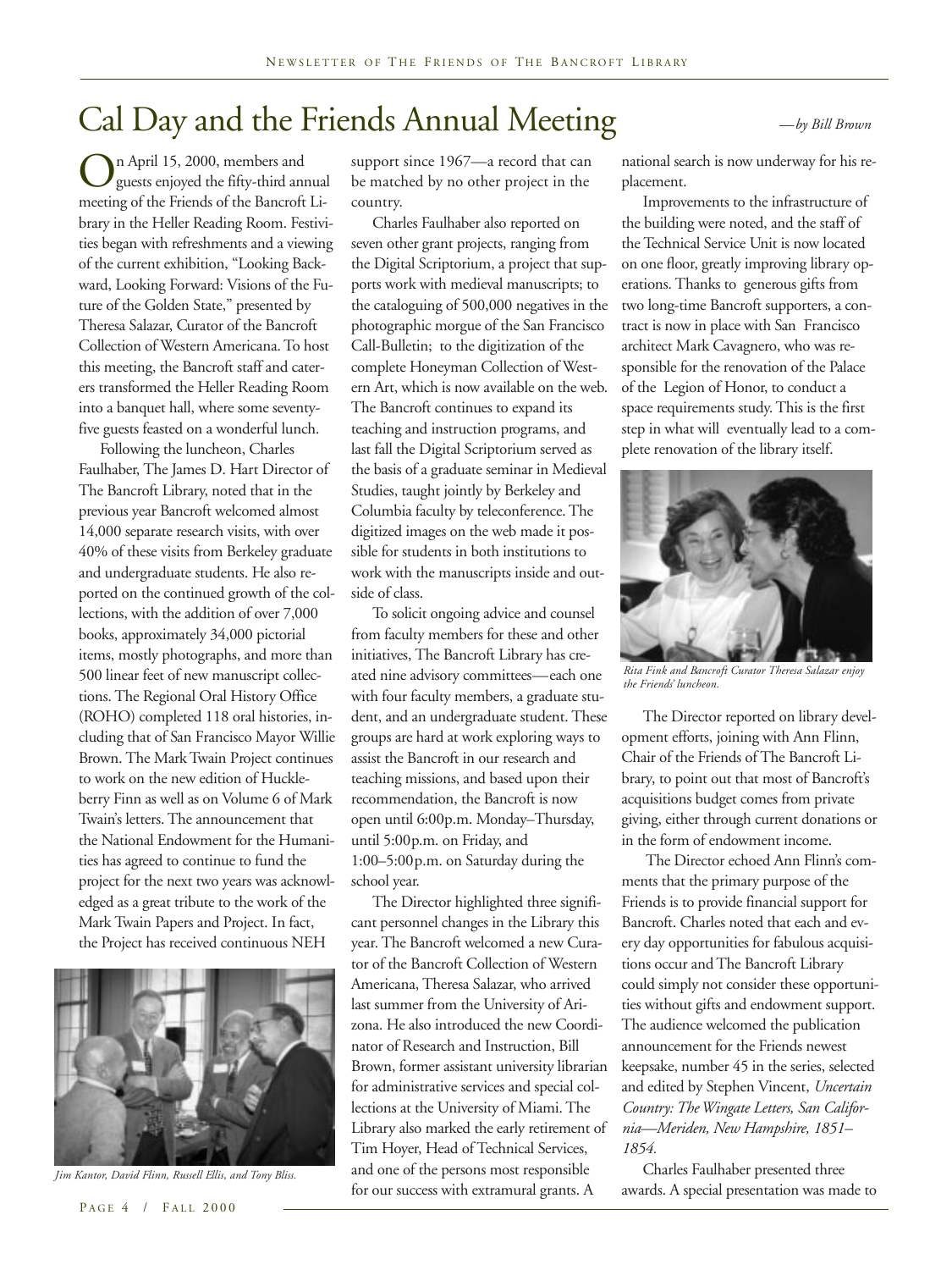# Cal Day and the Friends Annual Meeting

*—by Bill Brown*

On April 15, 2000, members and guests enjoyed the fifty-third annual meeting of the Friends of the Bancroft Library in the Heller Reading Room. Festivities began with refreshments and a viewing of the current exhibition, "Looking Backward, Looking Forward: Visions of the Future of the Golden State," presented by Theresa Salazar, Curator of the Bancroft Collection of Western Americana. To host this meeting, the Bancroft staff and caterers transformed the Heller Reading Room into a banquet hall, where some seventy-five guests feasted on a wonderful lunch.

Following the luncheon, Charles Faulhaber, The James D. Hart Director of The Bancroft Library, noted that in the previous year Bancroft welcomed almost 14,000 separate research visits, with over 40% of these visits from Berkeley graduate and undergraduate students. He also reported on the continued growth of the collections, with the addition of over 7,000 books, approximately 34,000 pictorial items, mostly photographs, and more than 500 linear feet of new manuscript collections. The Regional Oral History Office (ROHO) completed 118 oral histories, including that of San Francisco Mayor Willie Brown. The Mark Twain Project continues to work on the new edition of Huckleberry Finn as well as on Volume 6 of Mark Twain's letters. The announcement that the National Endowment for the Humanities has agreed to continue to fund the project for the next two years was acknowledged as a great tribute to the work of the Mark Twain Papers and Project. In fact, the Project has received continuous NEH support since 1967—a record that can be matched by no other project in the country.

*Jim Kantor, David Flinn, Russell Ellis, and Tony Bliss.*

Charles Faulhaber also reported on seven other grant projects, ranging from the Digital Scriptorium, a project that supports work with medieval manuscripts; to the cataloguing of 500,000 negatives in the photographic morgue of the San Francisco Call-Bulletin; to the digitization of the complete Honeyman Collection of Western Art, which is now available on the web. The Bancroft continues to expand its teaching and instruction programs, and last fall the Digital Scriptorium served as the basis of a graduate seminar in Medieval Studies, taught jointly by Berkeley and Columbia faculty by teleconference. The digitized images on the web made it possible for students in both institutions to work with the manuscripts inside and outside of class.

To solicit ongoing advice and counsel from faculty members for these and other initiatives, The Bancroft Library has created nine advisory committees—each one with four faculty members, a graduate student, and an undergraduate student. These groups are hard at work exploring ways to assist the Bancroft in our research and teaching missions, and based upon their recommendation, the Bancroft is now open until 6:00p.m. Monday–Thursday, until 5:00p.m. on Friday, and 1:00–5:00p.m. on Saturday during the school year.

The Director highlighted three significant personnel changes in the Library this year. The Bancroft welcomed a new Curator of the Bancroft Collection of Western Americana, Theresa Salazar, who arrived last summer from the University of Arizona. He also introduced the new Coordinator of Research and Instruction, Bill Brown, former assistant university librarian for administrative services and special collections at the University of Miami. The Library also marked the early retirement of Tim Hoyer, Head of Technical Services, and one of the persons most responsible for our success with extramural grants. A national search is now underway for his replacement.

Improvements to the infrastructure of the building were noted, and the staff of the Technical Service Unit is now located on one floor, greatly improving library operations. Thanks to generous gifts from two long-time Bancroft supporters, a contract is now in place with San Francisco architect Mark Cavagnero, who was responsible for the renovation of the Palace of the Legion of Honor, to conduct a space requirements study. This is the first step in what will eventually lead to a complete renovation of the library itself.

*Rita Fink and Bancroft Curator Theresa Salazar enjoy the Friends' luncheon.*

The Director reported on library development efforts, joining with Ann Flinn, Chair of the Friends of The Bancroft Library, to point out that most of Bancroft's acquisitions budget comes from private giving, either through current donations or in the form of endowment income.

The Director echoed Ann Flinn's comments that the primary purpose of the Friends is to provide financial support for Bancroft. Charles noted that each and every day opportunities for fabulous acquisitions occur and The Bancroft Library could simply not consider these opportunities without gifts and endowment support. The audience welcomed the publication announcement for the Friends newest keepsake, number 45 in the series, selected and edited by Stephen Vincent, *Uncertain Country: The Wingate Letters, San California—Meriden, New Hampshire, 1851–1854.*

Charles Faulhaber presented three awards. A special presentation was made to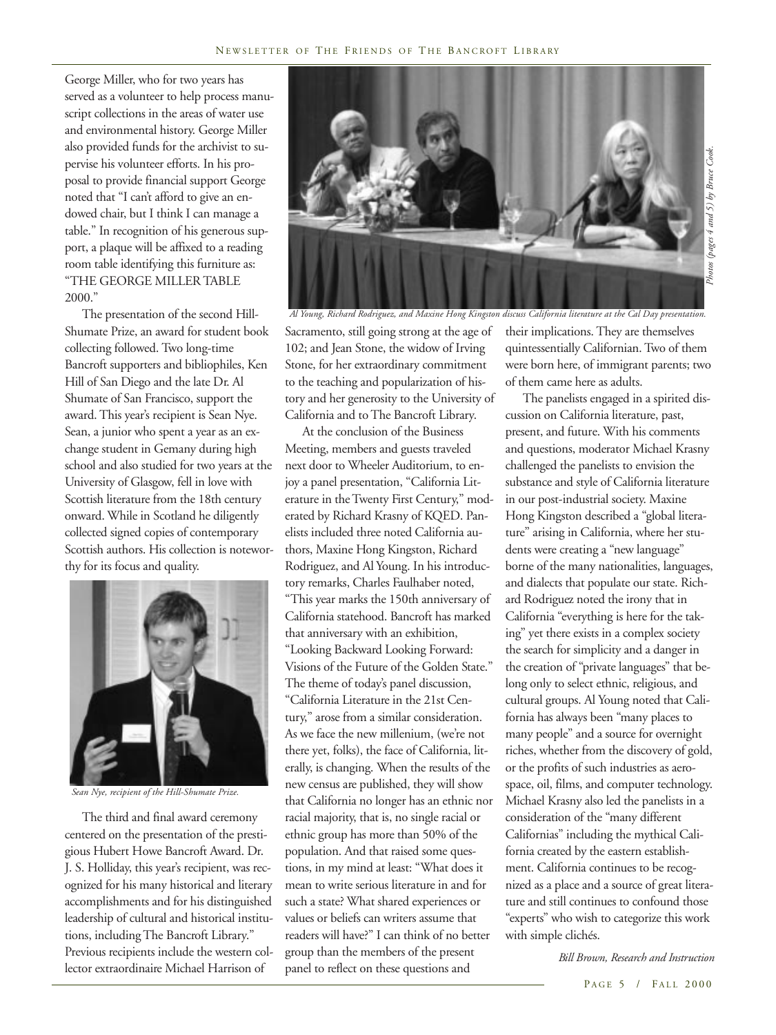George Miller, who for two years has served as a volunteer to help process manuscript collections in the areas of water use and environmental history. George Miller also provided funds for the archivist to supervise his volunteer efforts. In his proposal to provide financial support George noted that "I can't afford to give an endowed chair, but I think I can manage a table." In recognition of his generous support, a plaque will be affixed to a reading room table identifying this furniture as: "THE GEORGE MILLER TABLE 2000."

The presentation of the second Hill-Shumate Prize, an award for student book collecting followed. Two long-time Bancroft supporters and bibliophiles, Ken Hill of San Diego and the late Dr. Al Shumate of San Francisco, support the award. This year's recipient is Sean Nye. Sean, a junior who spent a year as an exchange student in Gemany during high school and also studied for two years at the University of Glasgow, fell in love with Scottish literature from the 18th century onward. While in Scotland he diligently collected signed copies of contemporary Scottish authors. His collection is noteworthy for its focus and quality.

*Sean Nye, recipient of the Hill-Shumate Prize.*

The third and final award ceremony centered on the presentation of the prestigious Hubert Howe Bancroft Award. Dr. J. S. Holliday, this year's recipient, was recognized for his many historical and literary accomplishments and for his distinguished leadership of cultural and historical institutions, including The Bancroft Library." Previous recipients include the western collector extraordinaire Michael Harrison of Sacramento, still going strong at the age of 102; and Jean Stone, the widow of Irving Stone, for her extraordinary commitment to the teaching and popularization of history and her generosity to the University of California and to The Bancroft Library.

*Al Young, Richard Rodriguez, and Maxine Hong Kingston discuss California literature at the Cal Day presentation.*

*Photos (pages 4 and 5) by Bruce Cook.*

At the conclusion of the Business Meeting, members and guests traveled next door to Wheeler Auditorium, to enjoy a panel presentation, "California Literature in the Twenty First Century," moderated by Richard Krasny of KQED. Panelists included three noted California authors, Maxine Hong Kingston, Richard Rodriguez, and Al Young. In his introductory remarks, Charles Faulhaber noted, "This year marks the 150th anniversary of California statehood. Bancroft has marked that anniversary with an exhibition, "Looking Backward Looking Forward: Visions of the Future of the Golden State." The theme of today's panel discussion, "California Literature in the 21st Century," arose from a similar consideration. As we face the new millenium, (we're not there yet, folks), the face of California, literally, is changing. When the results of the new census are published, they will show that California no longer has an ethnic nor racial majority, that is, no single racial or ethnic group has more than 50% of the population. And that raised some questions, in my mind at least: "What does it mean to write serious literature in and for such a state? What shared experiences or values or beliefs can writers assume that readers will have?" I can think of no better group than the members of the present panel to reflect on these questions and their implications. They are themselves quintessentially Californian. Two of them were born here, of immigrant parents; two of them came here as adults.

The panelists engaged in a spirited discussion on California literature, past, present, and future. With his comments and questions, moderator Michael Krasny challenged the panelists to envision the substance and style of California literature in our post-industrial society. Maxine Hong Kingston described a "global literature" arising in California, where her students were creating a "new language" borne of the many nationalities, languages, and dialects that populate our state. Richard Rodriguez noted the irony that in California "everything is here for the taking" yet there exists in a complex society the search for simplicity and a danger in the creation of "private languages" that belong only to select ethnic, religious, and cultural groups. Al Young noted that California has always been "many places to many people" and a source for overnight riches, whether from the discovery of gold, or the profits of such industries as aerospace, oil, films, and computer technology. Michael Krasny also led the panelists in a consideration of the "many different Californias" including the mythical California created by the eastern establishment. California continues to be recognized as a place and a source of great literature and still continues to confound those "experts" who wish to categorize this work with simple clichés.

*Bill Brown, Research and Instruction*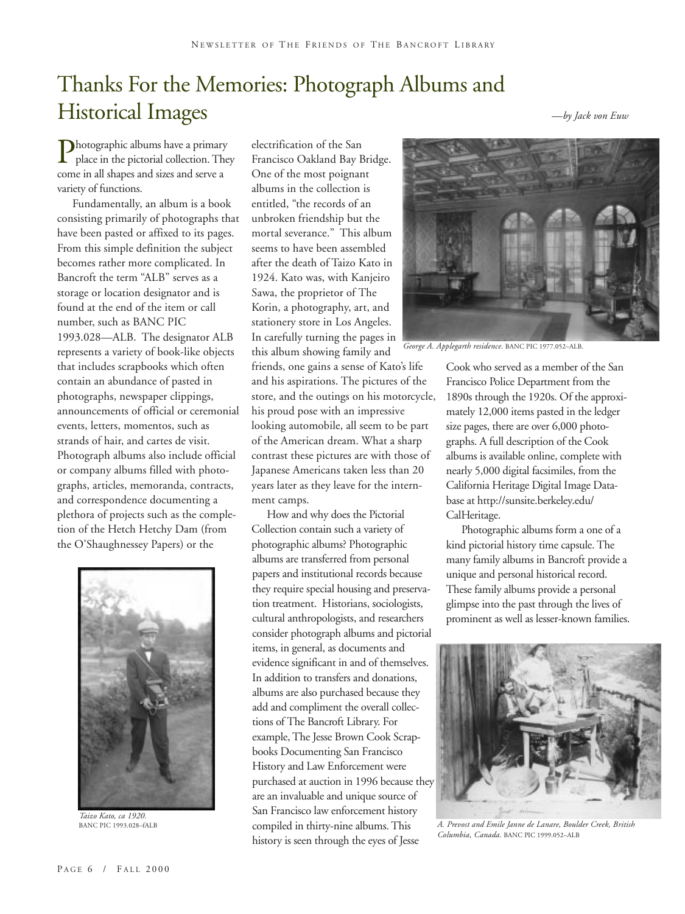# Thanks For the Memories: Photograph Albums and Historical Images

*—by Jack von Euw*

Photographic albums have a primary place in the pictorial collection. They come in all shapes and sizes and serve a variety of functions.

Fundamentally, an album is a book consisting primarily of photographs that have been pasted or affixed to its pages. From this simple definition the subject becomes rather more complicated. In Bancroft the term "ALB" serves as a storage or location designator and is found at the end of the item or call number, such as BANC PIC 1993.028—ALB. The designator ALB represents a variety of book-like objects that includes scrapbooks which often contain an abundance of pasted in photographs, newspaper clippings, announcements of official or ceremonial events, letters, momentos, such as strands of hair, and cartes de visit. Photograph albums also include official or company albums filled with photographs, articles, memoranda, contracts, and correspondence documenting a plethora of projects such as the completion of the Hetch Hetchy Dam (from the O'Shaughnessey Papers) or the electrification of the San Francisco Oakland Bay Bridge. One of the most poignant albums in the collection is entitled, "the records of an unbroken friendship but the mortal severance." This album seems to have been assembled after the death of Taizo Kato in 1924. Kato was, with Kanjeiro Sawa, the proprietor of The Korin, a photography, art, and stationery store in Los Angeles. In carefully turning the pages in this album showing family and friends, one gains a sense of Kato's life and his aspirations. The pictures of the store, and the outings on his motorcycle, his proud pose with an impressive looking automobile, all seem to be part of the American dream. What a sharp contrast these pictures are with those of Japanese Americans taken less than 20 years later as they leave for the internment camps.

*Taizo Kato, ca 1920.* BANC PIC 1993.028–fALB

How and why does the Pictorial Collection contain such a variety of photographic albums? Photographic albums are transferred from personal papers and institutional records because they require special housing and preservation treatment. Historians, sociologists, cultural anthropologists, and researchers consider photograph albums and pictorial items, in general, as documents and evidence significant in and of themselves. In addition to transfers and donations, albums are also purchased because they add and compliment the overall collections of The Bancroft Library. For example, The Jesse Brown Cook Scrapbooks Documenting San Francisco History and Law Enforcement were purchased at auction in 1996 because they are an invaluable and unique source of San Francisco law enforcement history compiled in thirty-nine albums. This history is seen through the eyes of Jesse Cook who served as a member of the San Francisco Police Department from the 1890s through the 1920s. Of the approximately 12,000 items pasted in the ledger size pages, there are over 6,000 photographs. A full description of the Cook albums is available online, complete with nearly 5,000 digital facsimiles, from the California Heritage Digital Image Database at http://sunsite.berkeley.edu/CalHeritage.

*George A. Applegarth residence.* BANC PIC 1977.052–ALB.

Photographic albums form a one of a kind pictorial history time capsule. The many family albums in Bancroft provide a unique and personal historical record. These family albums provide a personal glimpse into the past through the lives of prominent as well as lesser-known families.

*A. Prevost and Emile Janne de Lanare, Boulder Creek, British Columbia, Canada.* BANC PIC 1999.052–ALB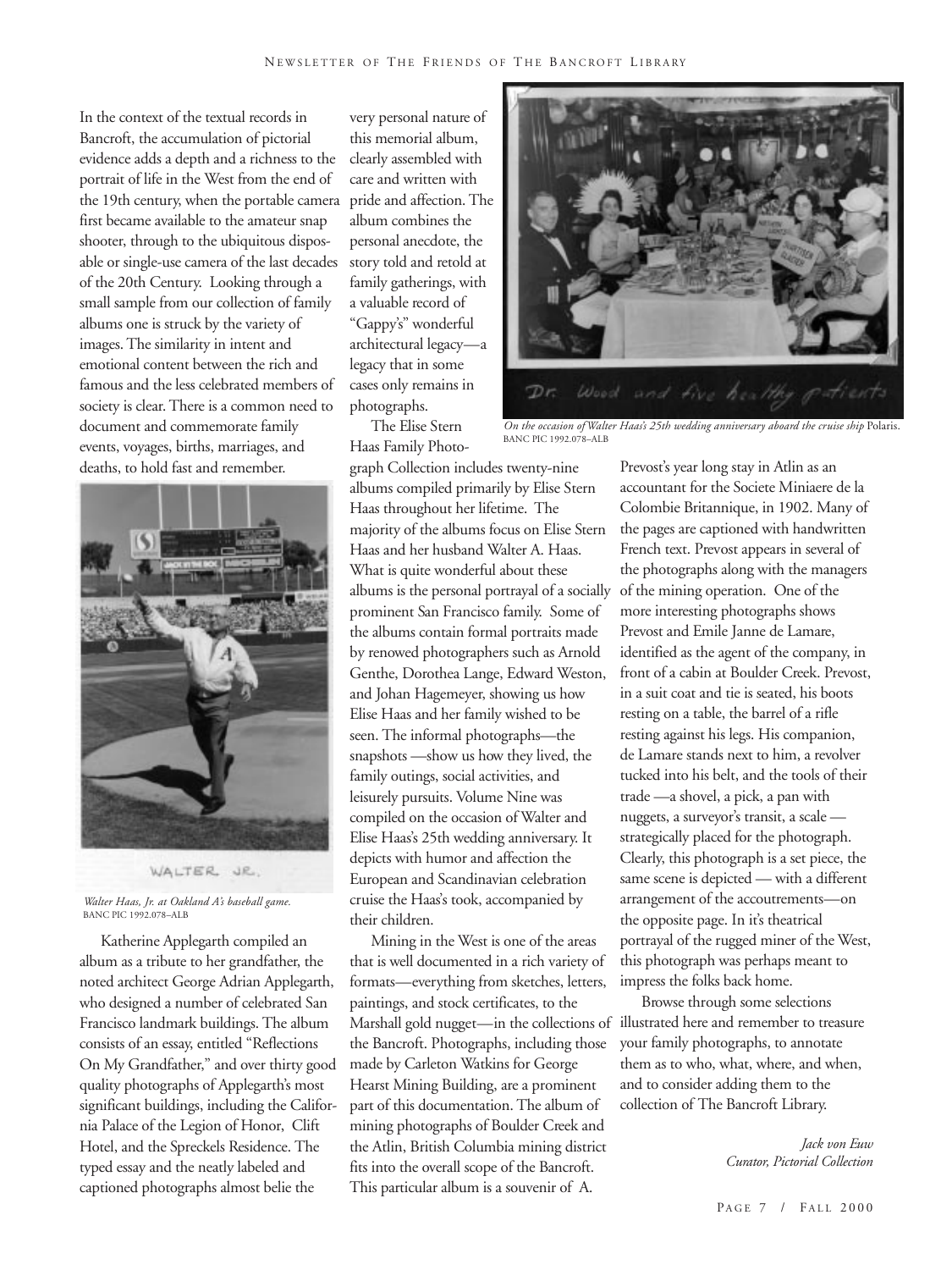In the context of the textual records in Bancroft, the accumulation of pictorial evidence adds a depth and a richness to the portrait of life in the West from the end of the 19th century, when the portable camera first became available to the amateur snap shooter, through to the ubiquitous disposable or single-use camera of the last decades of the 20th Century. Looking through a small sample from our collection of family albums one is struck by the variety of images. The similarity in intent and emotional content between the rich and famous and the less celebrated members of society is clear. There is a common need to document and commemorate family events, voyages, births, marriages, and deaths, to hold fast and remember.

WALTER JR.

*Walter Haas, Jr. at Oakland A's baseball game.*
BANC PIC 1992.078–ALB

Katherine Applegarth compiled an album as a tribute to her grandfather, the noted architect George Adrian Applegarth, who designed a number of celebrated San Francisco landmark buildings. The album consists of an essay, entitled "Reflections On My Grandfather," and over thirty good quality photographs of Applegarth's most significant buildings, including the California Palace of the Legion of Honor, Clift Hotel, and the Spreckels Residence. The typed essay and the neatly labeled and captioned photographs almost belie the very personal nature of this memorial album, clearly assembled with care and written with pride and affection. The album combines the personal anecdote, the story told and retold at family gatherings, with a valuable record of "Gappy's" wonderful architectural legacy—a legacy that in some cases only remains in photographs.

The Elise Stern Haas Family Photograph Collection includes twenty-nine albums compiled primarily by Elise Stern Haas throughout her lifetime. The majority of the albums focus on Elise Stern Haas and her husband Walter A. Haas. What is quite wonderful about these albums is the personal portrayal of a socially prominent San Francisco family. Some of the albums contain formal portraits made by renowned photographers such as Arnold Genthe, Dorothea Lange, Edward Weston, and Johan Hagemeyer, showing us how Elise Haas and her family wished to be seen. The informal photographs—the snapshots —show us how they lived, the family outings, social activities, and leisurely pursuits. Volume Nine was compiled on the occasion of Walter and Elise Haas's 25th wedding anniversary. It depicts with humor and affection the European and Scandinavian celebration cruise the Haas's took, accompanied by their children.

Dr. Wood and five healthy patients

*On the occasion of Walter Haas's 25th wedding anniversary aboard the cruise ship* Polaris.
BANC PIC 1992.078–ALB

Mining in the West is one of the areas that is well documented in a rich variety of formats—everything from sketches, letters, paintings, and stock certificates, to the Marshall gold nugget—in the collections of the Bancroft. Photographs, including those made by Carleton Watkins for George Hearst Mining Building, are a prominent part of this documentation. The album of mining photographs of Boulder Creek and the Atlin, British Columbia mining district fits into the overall scope of the Bancroft. This particular album is a souvenir of A. Prevost's year long stay in Atlin as an accountant for the Societe Miniaere de la Colombie Britannique, in 1902. Many of the pages are captioned with handwritten French text. Prevost appears in several of the photographs along with the managers of the mining operation. One of the more interesting photographs shows Prevost and Emile Janne de Lamare, identified as the agent of the company, in front of a cabin at Boulder Creek. Prevost, in a suit coat and tie is seated, his boots resting on a table, the barrel of a rifle resting against his legs. His companion, de Lamare stands next to him, a revolver tucked into his belt, and the tools of their trade —a shovel, a pick, a pan with nuggets, a surveyor's transit, a scale — strategically placed for the photograph. Clearly, this photograph is a set piece, the same scene is depicted — with a different arrangement of the accoutrements—on the opposite page. In it's theatrical portrayal of the rugged miner of the West, this photograph was perhaps meant to impress the folks back home.

Browse through some selections illustrated here and remember to treasure your family photographs, to annotate them as to who, what, where, and when, and to consider adding them to the collection of The Bancroft Library.

*Jack von Euw*
*Curator, Pictorial Collection*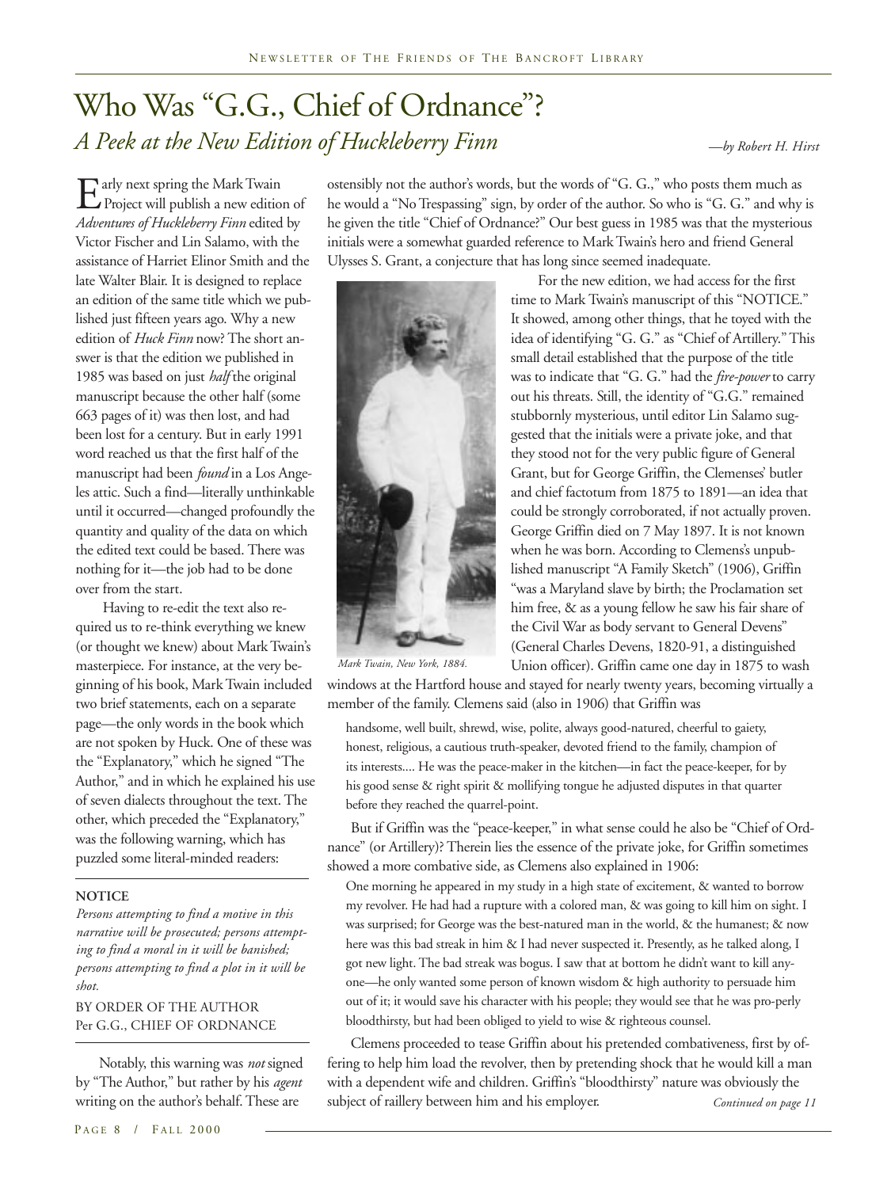# Who Was "G.G., Chief of Ordnance"?

## *A Peek at the New Edition of Huckleberry Finn*

*—by Robert H. Hirst*

Early next spring the Mark Twain Project will publish a new edition of *Adventures of Huckleberry Finn* edited by Victor Fischer and Lin Salamo, with the assistance of Harriet Elinor Smith and the late Walter Blair. It is designed to replace an edition of the same title which we published just fifteen years ago. Why a new edition of *Huck Finn* now? The short answer is that the edition we published in 1985 was based on just *half* the original manuscript because the other half (some 663 pages of it) was then lost, and had been lost for a century. But in early 1991 word reached us that the first half of the manuscript had been *found* in a Los Angeles attic. Such a find—literally unthinkable until it occurred—changed profoundly the quantity and quality of the data on which the edited text could be based. There was nothing for it—the job had to be done over from the start.

Having to re-edit the text also required us to re-think everything we knew (or thought we knew) about Mark Twain's masterpiece. For instance, at the very beginning of his book, Mark Twain included two brief statements, each on a separate page—the only words in the book which are not spoken by Huck. One of these was the "Explanatory," which he signed "The Author," and in which he explained his use of seven dialects throughout the text. The other, which preceded the "Explanatory," was the following warning, which has puzzled some literal-minded readers:

---

**NOTICE**

*Persons attempting to find a motive in this narrative will be prosecuted; persons attempting to find a moral in it will be banished; persons attempting to find a plot in it will be shot.*

BY ORDER OF THE AUTHOR
Per G.G., CHIEF OF ORDNANCE

---

Notably, this warning was *not* signed by "The Author," but rather by his *agent* writing on the author's behalf. These are ostensibly not the author's words, but the words of "G. G.," who posts them much as he would a "No Trespassing" sign, by order of the author. So who is "G. G." and why is he given the title "Chief of Ordnance?" Our best guess in 1985 was that the mysterious initials were a somewhat guarded reference to Mark Twain's hero and friend General Ulysses S. Grant, a conjecture that has long since seemed inadequate.

*Mark Twain, New York, 1884.*

For the new edition, we had access for the first time to Mark Twain's manuscript of this "NOTICE." It showed, among other things, that he toyed with the idea of identifying "G. G." as "Chief of Artillery." This small detail established that the purpose of the title was to indicate that "G. G." had the *fire-power* to carry out his threats. Still, the identity of "G.G." remained stubbornly mysterious, until editor Lin Salamo suggested that the initials were a private joke, and that they stood not for the very public figure of General Grant, but for George Griffin, the Clemenses' butler and chief factotum from 1875 to 1891—an idea that could be strongly corroborated, if not actually proven. George Griffin died on 7 May 1897. It is not known when he was born. According to Clemens's unpublished manuscript "A Family Sketch" (1906), Griffin "was a Maryland slave by birth; the Proclamation set him free, & as a young fellow he saw his fair share of the Civil War as body servant to General Devens" (General Charles Devens, 1820-91, a distinguished Union officer). Griffin came one day in 1875 to wash windows at the Hartford house and stayed for nearly twenty years, becoming virtually a member of the family. Clemens said (also in 1906) that Griffin was

> handsome, well built, shrewd, wise, polite, always good-natured, cheerful to gaiety, honest, religious, a cautious truth-speaker, devoted friend to the family, champion of its interests.... He was the peace-maker in the kitchen—in fact the peace-keeper, for by his good sense & right spirit & mollifying tongue he adjusted disputes in that quarter before they reached the quarrel-point.

But if Griffin was the "peace-keeper," in what sense could he also be "Chief of Ordnance" (or Artillery)? Therein lies the essence of the private joke, for Griffin sometimes showed a more combative side, as Clemens also explained in 1906:

> One morning he appeared in my study in a high state of excitement, & wanted to borrow my revolver. He had had a rupture with a colored man, & was going to kill him on sight. I was surprised; for George was the best-natured man in the world, & the humanest; & now here was this bad streak in him & I had never suspected it. Presently, as he talked along, I got new light. The bad streak was bogus. I saw that at bottom he didn't want to kill anyone—he only wanted some person of known wisdom & high authority to persuade him out of it; it would save his character with his people; they would see that he was pro-perly bloodthirsty, but had been obliged to yield to wise & righteous counsel.

Clemens proceeded to tease Griffin about his pretended combativeness, first by offering to help him load the revolver, then by pretending shock that he would kill a man with a dependent wife and children. Griffin's "bloodthirsty" nature was obviously the subject of raillery between him and his employer.

*Continued on page 11*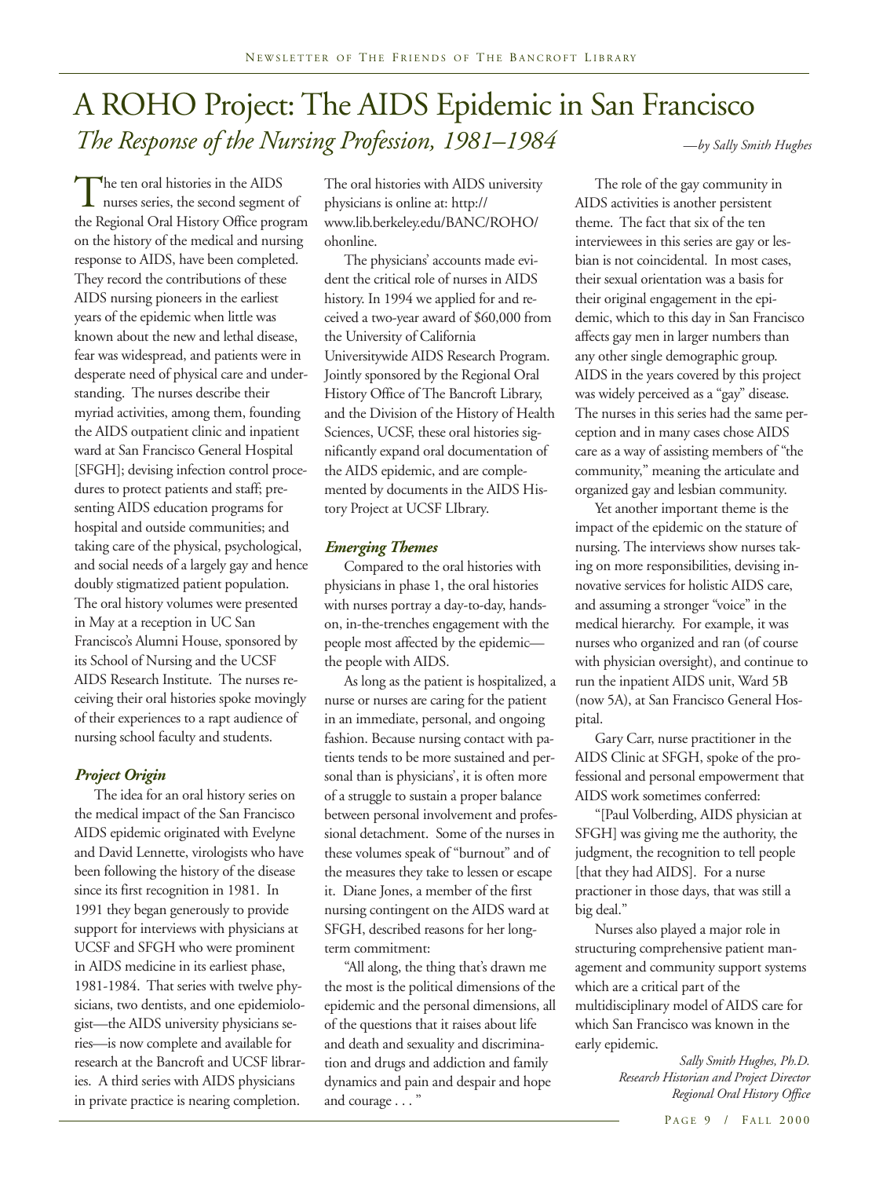# A ROHO Project: The AIDS Epidemic in San Francisco

## *The Response of the Nursing Profession, 1981–1984*

*—by Sally Smith Hughes*

The ten oral histories in the AIDS nurses series, the second segment of the Regional Oral History Office program on the history of the medical and nursing response to AIDS, have been completed. They record the contributions of these AIDS nursing pioneers in the earliest years of the epidemic when little was known about the new and lethal disease, fear was widespread, and patients were in desperate need of physical care and understanding. The nurses describe their myriad activities, among them, founding the AIDS outpatient clinic and inpatient ward at San Francisco General Hospital [SFGH]; devising infection control procedures to protect patients and staff; presenting AIDS education programs for hospital and outside communities; and taking care of the physical, psychological, and social needs of a largely gay and hence doubly stigmatized patient population. The oral history volumes were presented in May at a reception in UC San Francisco's Alumni House, sponsored by its School of Nursing and the UCSF AIDS Research Institute. The nurses receiving their oral histories spoke movingly of their experiences to a rapt audience of nursing school faculty and students.

### *Project Origin*

The idea for an oral history series on the medical impact of the San Francisco AIDS epidemic originated with Evelyne and David Lennette, virologists who have been following the history of the disease since its first recognition in 1981. In 1991 they began generously to provide support for interviews with physicians at UCSF and SFGH who were prominent in AIDS medicine in its earliest phase, 1981-1984. That series with twelve physicians, two dentists, and one epidemiologist—the AIDS university physicians series—is now complete and available for research at the Bancroft and UCSF libraries. A third series with AIDS physicians in private practice is nearing completion. The oral histories with AIDS university physicians is online at: http://www.lib.berkeley.edu/BANC/ROHO/ohonline.

The physicians' accounts made evident the critical role of nurses in AIDS history. In 1994 we applied for and received a two-year award of $60,000 from the University of California Universitywide AIDS Research Program. Jointly sponsored by the Regional Oral History Office of The Bancroft Library, and the Division of the History of Health Sciences, UCSF, these oral histories significantly expand oral documentation of the AIDS epidemic, and are complemented by documents in the AIDS History Project at UCSF LIbrary.

### *Emerging Themes*

Compared to the oral histories with physicians in phase 1, the oral histories with nurses portray a day-to-day, hands-on, in-the-trenches engagement with the people most affected by the epidemic—the people with AIDS.

As long as the patient is hospitalized, a nurse or nurses are caring for the patient in an immediate, personal, and ongoing fashion. Because nursing contact with patients tends to be more sustained and personal than is physicians', it is often more of a struggle to sustain a proper balance between personal involvement and professional detachment. Some of the nurses in these volumes speak of "burnout" and of the measures they take to lessen or escape it. Diane Jones, a member of the first nursing contingent on the AIDS ward at SFGH, described reasons for her long-term commitment:

"All along, the thing that's drawn me the most is the political dimensions of the epidemic and the personal dimensions, all of the questions that it raises about life and death and sexuality and discrimination and drugs and addiction and family dynamics and pain and despair and hope and courage . . . "

The role of the gay community in AIDS activities is another persistent theme. The fact that six of the ten interviewees in this series are gay or lesbian is not coincidental. In most cases, their sexual orientation was a basis for their original engagement in the epidemic, which to this day in San Francisco affects gay men in larger numbers than any other single demographic group. AIDS in the years covered by this project was widely perceived as a "gay" disease. The nurses in this series had the same perception and in many cases chose AIDS care as a way of assisting members of "the community," meaning the articulate and organized gay and lesbian community.

Yet another important theme is the impact of the epidemic on the stature of nursing. The interviews show nurses taking on more responsibilities, devising innovative services for holistic AIDS care, and assuming a stronger "voice" in the medical hierarchy. For example, it was nurses who organized and ran (of course with physician oversight), and continue to run the inpatient AIDS unit, Ward 5B (now 5A), at San Francisco General Hospital.

Gary Carr, nurse practitioner in the AIDS Clinic at SFGH, spoke of the professional and personal empowerment that AIDS work sometimes conferred:

"[Paul Volberding, AIDS physician at SFGH] was giving me the authority, the judgment, the recognition to tell people [that they had AIDS]. For a nurse practioner in those days, that was still a big deal."

Nurses also played a major role in structuring comprehensive patient management and community support systems which are a critical part of the multidisciplinary model of AIDS care for which San Francisco was known in the early epidemic.

*Sally Smith Hughes, Ph.D.*
*Research Historian and Project Director*
*Regional Oral History Office*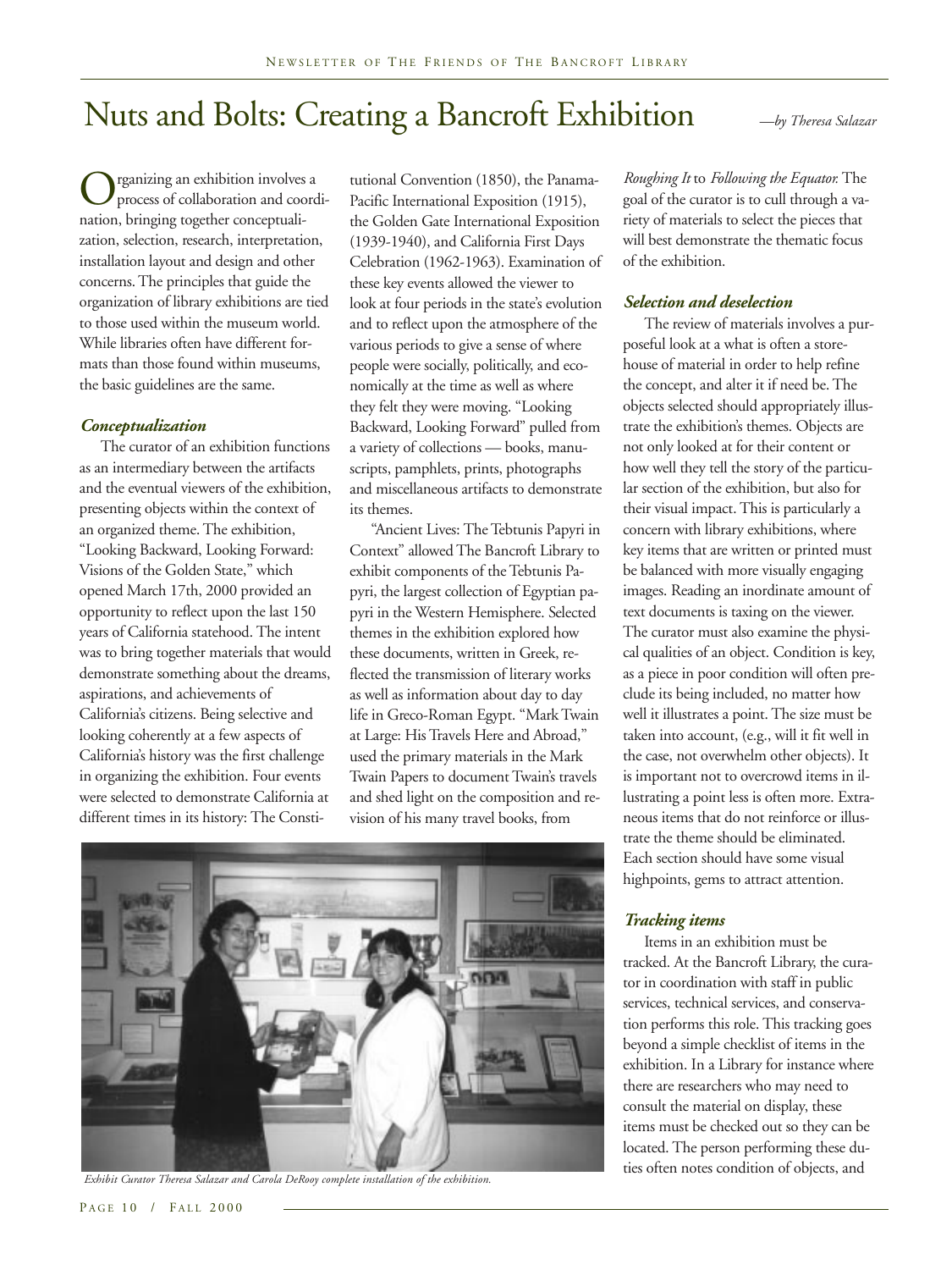# Nuts and Bolts: Creating a Bancroft Exhibition

*—by Theresa Salazar*

Organizing an exhibition involves a process of collaboration and coordination, bringing together conceptualization, selection, research, interpretation, installation layout and design and other concerns. The principles that guide the organization of library exhibitions are tied to those used within the museum world. While libraries often have different formats than those found within museums, the basic guidelines are the same.

### *Conceptualization*

The curator of an exhibition functions as an intermediary between the artifacts and the eventual viewers of the exhibition, presenting objects within the context of an organized theme. The exhibition, "Looking Backward, Looking Forward: Visions of the Golden State," which opened March 17th, 2000 provided an opportunity to reflect upon the last 150 years of California statehood. The intent was to bring together materials that would demonstrate something about the dreams, aspirations, and achievements of California's citizens. Being selective and looking coherently at a few aspects of California's history was the first challenge in organizing the exhibition. Four events were selected to demonstrate California at different times in its history: The Constitutional Convention (1850), the Panama-Pacific International Exposition (1915), the Golden Gate International Exposition (1939-1940), and California First Days Celebration (1962-1963). Examination of these key events allowed the viewer to look at four periods in the state's evolution and to reflect upon the atmosphere of the various periods to give a sense of where people were socially, politically, and economically at the time as well as where they felt they were moving. "Looking Backward, Looking Forward" pulled from a variety of collections — books, manuscripts, pamphlets, prints, photographs and miscellaneous artifacts to demonstrate its themes.

"Ancient Lives: The Tebtunis Papyri in Context" allowed The Bancroft Library to exhibit components of the Tebtunis Papyri, the largest collection of Egyptian papyri in the Western Hemisphere. Selected themes in the exhibition explored how these documents, written in Greek, reflected the transmission of literary works as well as information about day to day life in Greco-Roman Egypt. "Mark Twain at Large: His Travels Here and Abroad," used the primary materials in the Mark Twain Papers to document Twain's travels and shed light on the composition and revision of his many travel books, from *Roughing It* to *Following the Equator.* The goal of the curator is to cull through a variety of materials to select the pieces that will best demonstrate the thematic focus of the exhibition.

*Exhibit Curator Theresa Salazar and Carola DeRooy complete installation of the exhibition.*

### *Selection and deselection*

The review of materials involves a purposeful look at a what is often a storehouse of material in order to help refine the concept, and alter it if need be. The objects selected should appropriately illustrate the exhibition's themes. Objects are not only looked at for their content or how well they tell the story of the particular section of the exhibition, but also for their visual impact. This is particularly a concern with library exhibitions, where key items that are written or printed must be balanced with more visually engaging images. Reading an inordinate amount of text documents is taxing on the viewer. The curator must also examine the physical qualities of an object. Condition is key, as a piece in poor condition will often preclude its being included, no matter how well it illustrates a point. The size must be taken into account, (e.g., will it fit well in the case, not overwhelm other objects). It is important not to overcrowd items in illustrating a point less is often more. Extraneous items that do not reinforce or illustrate the theme should be eliminated. Each section should have some visual highpoints, gems to attract attention.

### *Tracking items*

Items in an exhibition must be tracked. At the Bancroft Library, the curator in coordination with staff in public services, technical services, and conservation performs this role. This tracking goes beyond a simple checklist of items in the exhibition. In a Library for instance where there are researchers who may need to consult the material on display, these items must be checked out so they can be located. The person performing these duties often notes condition of objects, and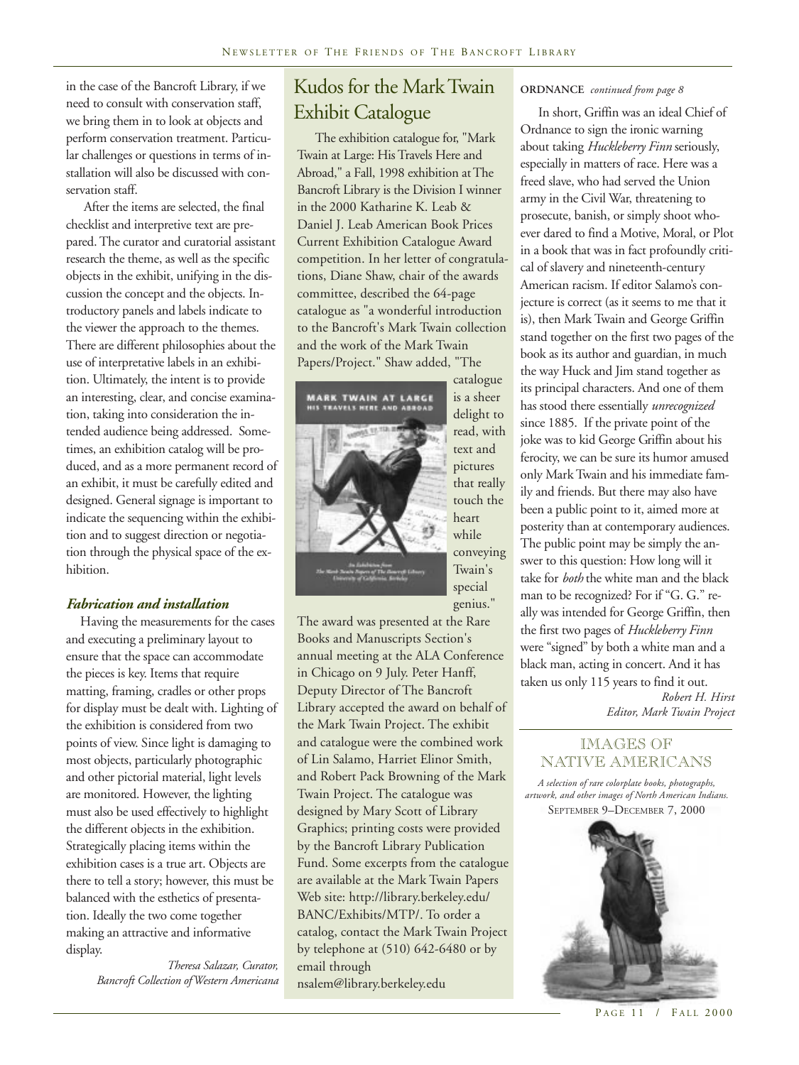in the case of the Bancroft Library, if we need to consult with conservation staff, we bring them in to look at objects and perform conservation treatment. Particular challenges or questions in terms of installation will also be discussed with conservation staff.

After the items are selected, the final checklist and interpretive text are prepared. The curator and curatorial assistant research the theme, as well as the specific objects in the exhibit, unifying in the discussion the concept and the objects. Introductory panels and labels indicate to the viewer the approach to the themes. There are different philosophies about the use of interpretative labels in an exhibition. Ultimately, the intent is to provide an interesting, clear, and concise examination, taking into consideration the intended audience being addressed. Sometimes, an exhibition catalog will be produced, and as a more permanent record of an exhibit, it must be carefully edited and designed. General signage is important to indicate the sequencing within the exhibition and to suggest direction or negotiation through the physical space of the exhibition.

### *Fabrication and installation*

Having the measurements for the cases and executing a preliminary layout to ensure that the space can accommodate the pieces is key. Items that require matting, framing, cradles or other props for display must be dealt with. Lighting of the exhibition is considered from two points of view. Since light is damaging to most objects, particularly photographic and other pictorial material, light levels are monitored. However, the lighting must also be used effectively to highlight the different objects in the exhibition. Strategically placing items within the exhibition cases is a true art. Objects are there to tell a story; however, this must be balanced with the esthetics of presentation. Ideally the two come together making an attractive and informative display.

*Theresa Salazar, Curator,*
*Bancroft Collection of Western Americana*

## Kudos for the Mark Twain Exhibit Catalogue

The exhibition catalogue for, "Mark Twain at Large: His Travels Here and Abroad," a Fall, 1998 exhibition at The Bancroft Library is the Division I winner in the 2000 Katharine K. Leab & Daniel J. Leab American Book Prices Current Exhibition Catalogue Award competition. In her letter of congratulations, Diane Shaw, chair of the awards committee, described the 64-page catalogue as "a wonderful introduction to the Bancroft's Mark Twain collection and the work of the Mark Twain Papers/Project." Shaw added, "The catalogue is a sheer delight to read, with text and pictures that really touch the heart while conveying Twain's special genius."

The award was presented at the Rare Books and Manuscripts Section's annual meeting at the ALA Conference in Chicago on 9 July. Peter Hanff, Deputy Director of The Bancroft Library accepted the award on behalf of the Mark Twain Project. The exhibit and catalogue were the combined work of Lin Salamo, Harriet Elinor Smith, and Robert Pack Browning of the Mark Twain Project. The catalogue was designed by Mary Scott of Library Graphics; printing costs were provided by the Bancroft Library Publication Fund. Some excerpts from the catalogue are available at the Mark Twain Papers Web site: http://library.berkeley.edu/BANC/Exhibits/MTP/. To order a catalog, contact the Mark Twain Project by telephone at (510) 642-6480 or by email through nsalem@library.berkeley.edu

**ORDNANCE** *continued from page 8*

In short, Griffin was an ideal Chief of Ordnance to sign the ironic warning about taking *Huckleberry Finn* seriously, especially in matters of race. Here was a freed slave, who had served the Union army in the Civil War, threatening to prosecute, banish, or simply shoot whoever dared to find a Motive, Moral, or Plot in a book that was in fact profoundly critical of slavery and nineteenth-century American racism. If editor Salamo's conjecture is correct (as it seems to me that it is), then Mark Twain and George Griffin stand together on the first two pages of the book as its author and guardian, in much the way Huck and Jim stand together as its principal characters. And one of them has stood there essentially *unrecognized* since 1885. If the private point of the joke was to kid George Griffin about his ferocity, we can be sure its humor amused only Mark Twain and his immediate family and friends. But there may also have been a public point to it, aimed more at posterity than at contemporary audiences. The public point may be simply the answer to this question: How long will it take for *both* the white man and the black man to be recognized? For if "G. G." really was intended for George Griffin, then the first two pages of *Huckleberry Finn* were "signed" by both a white man and a black man, acting in concert. And it has taken us only 115 years to find it out.

*Robert H. Hirst*
*Editor, Mark Twain Project*

## IMAGES OF NATIVE AMERICANS

*A selection of rare colorplate books, photographs, artwork, and other images of North American Indians.*
SEPTEMBER 9–DECEMBER 7, 2000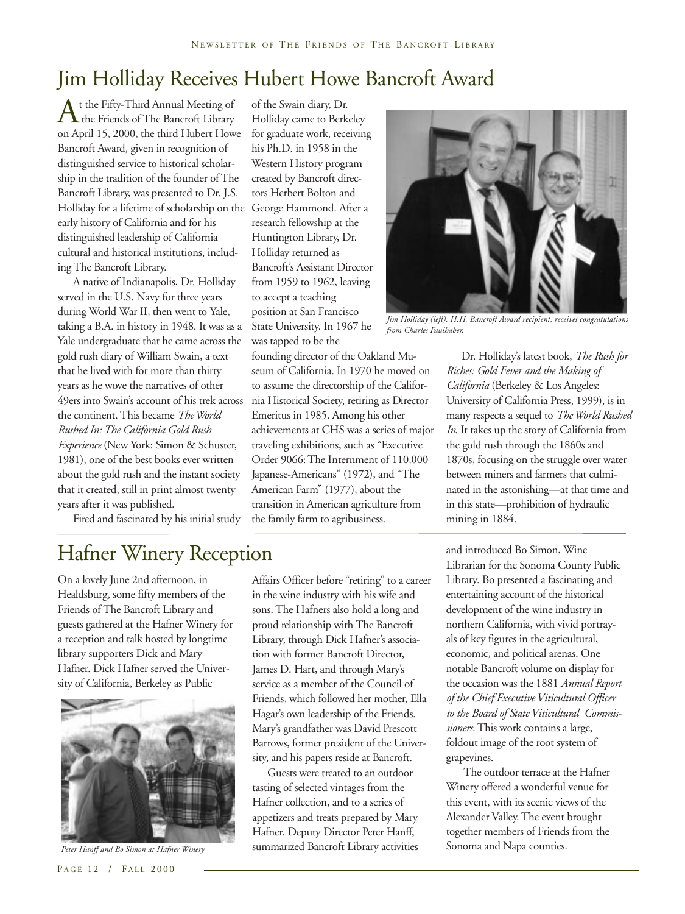# Jim Holliday Receives Hubert Howe Bancroft Award

At the Fifty-Third Annual Meeting of the Friends of The Bancroft Library on April 15, 2000, the third Hubert Howe Bancroft Award, given in recognition of distinguished service to historical scholarship in the tradition of the founder of The Bancroft Library, was presented to Dr. J.S. Holliday for a lifetime of scholarship on the early history of California and for his distinguished leadership of California cultural and historical institutions, including The Bancroft Library.

A native of Indianapolis, Dr. Holliday served in the U.S. Navy for three years during World War II, then went to Yale, taking a B.A. in history in 1948. It was as a Yale undergraduate that he came across the gold rush diary of William Swain, a text that he lived with for more than thirty years as he wove the narratives of other 49ers into Swain's account of his trek across the continent. This became *The World Rushed In: The California Gold Rush Experience* (New York: Simon & Schuster, 1981), one of the best books ever written about the gold rush and the instant society that it created, still in print almost twenty years after it was published.

Fired and fascinated by his initial study of the Swain diary, Dr. Holliday came to Berkeley for graduate work, receiving his Ph.D. in 1958 in the Western History program created by Bancroft directors Herbert Bolton and George Hammond. After a research fellowship at the Huntington Library, Dr. Holliday returned as Bancroft's Assistant Director from 1959 to 1962, leaving to accept a teaching position at San Francisco State University. In 1967 he was tapped to be the founding director of the Oakland Museum of California. In 1970 he moved on to assume the directorship of the California Historical Society, retiring as Director Emeritus in 1985. Among his other achievements at CHS was a series of major traveling exhibitions, such as "Executive Order 9066: The Internment of 110,000 Japanese-Americans" (1972), and "The American Farm" (1977), about the transition in American agriculture from the family farm to agribusiness.

*Jim Holliday (left), H.H. Bancroft Award recipient, receives congratulations from Charles Faulhaber.*

Dr. Holliday's latest book, *The Rush for Riches: Gold Fever and the Making of California* (Berkeley & Los Angeles: University of California Press, 1999), is in many respects a sequel to *The World Rushed In*. It takes up the story of California from the gold rush through the 1860s and 1870s, focusing on the struggle over water between miners and farmers that culminated in the astonishing—at that time and in this state—prohibition of hydraulic mining in 1884.

# Hafner Winery Reception

On a lovely June 2nd afternoon, in Healdsburg, some fifty members of the Friends of The Bancroft Library and guests gathered at the Hafner Winery for a reception and talk hosted by longtime library supporters Dick and Mary Hafner. Dick Hafner served the University of California, Berkeley as Public Affairs Officer before "retiring" to a career in the wine industry with his wife and sons. The Hafners also hold a long and proud relationship with The Bancroft Library, through Dick Hafner's association with former Bancroft Director, James D. Hart, and through Mary's service as a member of the Council of Friends, which followed her mother, Ella Hagar's own leadership of the Friends. Mary's grandfather was David Prescott Barrows, former president of the University, and his papers reside at Bancroft.

*Peter Hanff and Bo Simon at Hafner Winery*

Guests were treated to an outdoor tasting of selected vintages from the Hafner collection, and to a series of appetizers and treats prepared by Mary Hafner. Deputy Director Peter Hanff, summarized Bancroft Library activities and introduced Bo Simon, Wine Librarian for the Sonoma County Public Library. Bo presented a fascinating and entertaining account of the historical development of the wine industry in northern California, with vivid portrayals of key figures in the agricultural, economic, and political arenas. One notable Bancroft volume on display for the occasion was the 1881 *Annual Report of the Chief Executive Viticultural Officer to the Board of State Viticultural Commissioners*. This work contains a large, foldout image of the root system of grapevines.

The outdoor terrace at the Hafner Winery offered a wonderful venue for this event, with its scenic views of the Alexander Valley. The event brought together members of Friends from the Sonoma and Napa counties.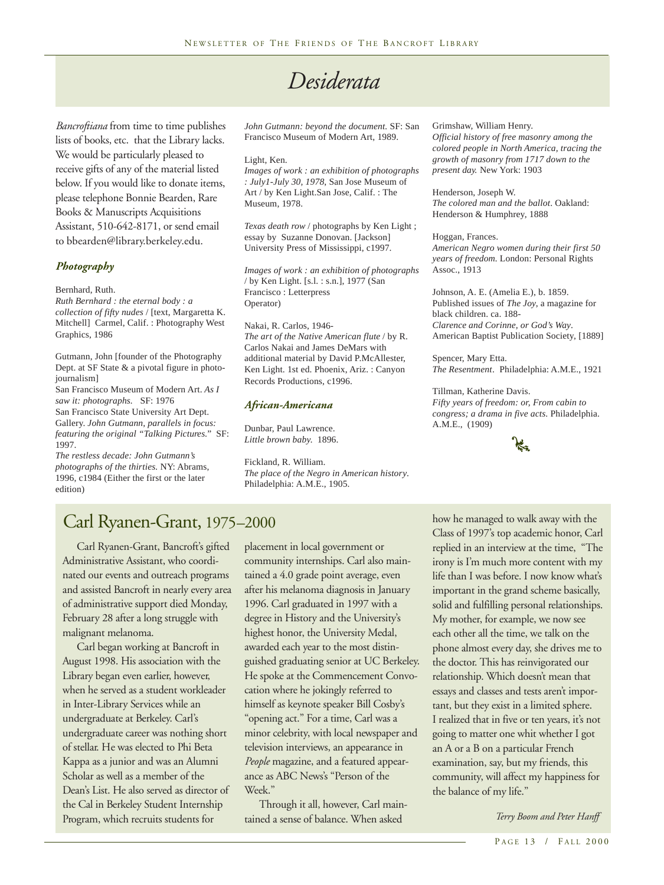# Desiderata

*Bancroftiana* from time to time publishes lists of books, etc. that the Library lacks. We would be particularly pleased to receive gifts of any of the material listed below. If you would like to donate items, please telephone Bonnie Bearden, Rare Books & Manuscripts Acquisitions Assistant, 510-642-8171, or send email to bbearden@library.berkeley.edu.

### *Photography*

Bernhard, Ruth.
*Ruth Bernhard : the eternal body : a collection of fifty nudes* / [text, Margaretta K. Mitchell] Carmel, Calif. : Photography West Graphics, 1986

Gutmann, John [founder of the Photography Dept. at SF State & a pivotal figure in photo-journalism]
San Francisco Museum of Modern Art. *As I saw it: photographs.* SF: 1976
San Francisco State University Art Dept. Gallery. *John Gutmann, parallels in focus: featuring the original "Talking Pictures."* SF: 1997.
*The restless decade: John Gutmann's photographs of the thirties.* NY: Abrams, 1996, c1984 (Either the first or the later edition)
*John Gutmann: beyond the document.* SF: San Francisco Museum of Modern Art, 1989.

Light, Ken.
*Images of work : an exhibition of photographs : July1-July 30, 1978,* San Jose Museum of Art / by Ken Light.San Jose, Calif. : The Museum, 1978.

*Texas death row* / photographs by Ken Light ; essay by Suzanne Donovan. [Jackson] University Press of Mississippi, c1997.

*Images of work : an exhibition of photographs* / by Ken Light. [s.l. : s.n.], 1977 (San Francisco : Letterpress Operator)

Nakai, R. Carlos, 1946-
*The art of the Native American flute* / by R. Carlos Nakai and James DeMars with additional material by David P.McAllester, Ken Light. 1st ed. Phoenix, Ariz. : Canyon Records Productions, c1996.

### *African-Americana*

Dunbar, Paul Lawrence.
*Little brown baby.* 1896.

Fickland, R. William.
*The place of the Negro in American history*. Philadelphia: A.M.E., 1905.

Grimshaw, William Henry.
*Official history of free masonry among the colored people in North America, tracing the growth of masonry from 1717 down to the present day.* New York: 1903

Henderson, Joseph W.
*The colored man and the ballot*. Oakland: Henderson & Humphrey, 1888

Hoggan, Frances.
*American Negro women during their first 50 years of freedom.* London: Personal Rights Assoc., 1913

Johnson, A. E. (Amelia E.), b. 1859.
Published issues of *The Joy*, a magazine for black children. ca. 188-
*Clarence and Corinne, or God's Way*. American Baptist Publication Society, [1889]

Spencer, Mary Etta.
*The Resentment*. Philadelphia: A.M.E., 1921

Tillman, Katherine Davis.
*Fifty years of freedom: or, From cabin to congress; a drama in five acts.* Philadelphia. A.M.E., (1909)

## Carl Ryanen-Grant, 1975–2000

Carl Ryanen-Grant, Bancroft's gifted Administrative Assistant, who coordinated our events and outreach programs and assisted Bancroft in nearly every area of administrative support died Monday, February 28 after a long struggle with malignant melanoma.

Carl began working at Bancroft in August 1998. His association with the Library began even earlier, however, when he served as a student workleader in Inter-Library Services while an undergraduate at Berkeley. Carl's undergraduate career was nothing short of stellar. He was elected to Phi Beta Kappa as a junior and was an Alumni Scholar as well as a member of the Dean's List. He also served as director of the Cal in Berkeley Student Internship Program, which recruits students for placement in local government or community internships. Carl also maintained a 4.0 grade point average, even after his melanoma diagnosis in January 1996. Carl graduated in 1997 with a degree in History and the University's highest honor, the University Medal, awarded each year to the most distinguished graduating senior at UC Berkeley. He spoke at the Commencement Convocation where he jokingly referred to himself as keynote speaker Bill Cosby's "opening act." For a time, Carl was a minor celebrity, with local newspaper and television interviews, an appearance in *People* magazine, and a featured appearance as ABC News's "Person of the Week."

Through it all, however, Carl maintained a sense of balance. When asked how he managed to walk away with the Class of 1997's top academic honor, Carl replied in an interview at the time, "The irony is I'm much more content with my life than I was before. I now know what's important in the grand scheme basically, solid and fulfilling personal relationships. My mother, for example, we now see each other all the time, we talk on the phone almost every day, she drives me to the doctor. This has reinvigorated our relationship. Which doesn't mean that essays and classes and tests aren't important, but they exist in a limited sphere. I realized that in five or ten years, it's not going to matter one whit whether I got an A or a B on a particular French examination, say, but my friends, this community, will affect my happiness for the balance of my life."

*Terry Boom and Peter Hanff*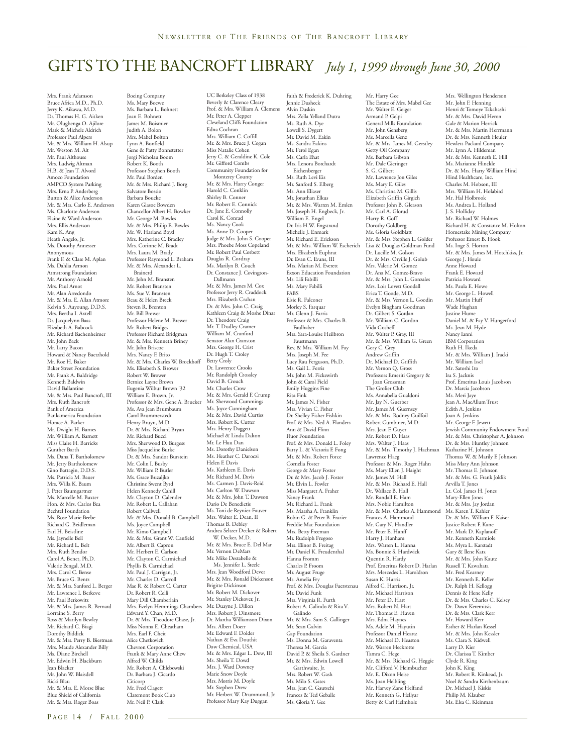# GIFTS TO THE BANCROFT LIBRARY *July 1, 1999 through June 30, 2000*

Mrs. Frank Adamson
Bruce Africa M.D., Ph.D.
Jerry K. Aikawa, M.D.
Dr. Thomas H. G. Aitken
Mr. Olugbenga O. Ajilore
Mark & Michele Aldrich
Professor Paul Alpers
Mr. & Mrs. William H. Alsup
Mr. Weston M. Alt
Mr. Paul Althouse
Mrs. Ludwig Altman
H.B. & Jean T. Alvord
Amoco Foundation
AMPCO System Parking
Mrs. Erna P. Anderberg
Button & Alice Anderson
Mr. & Mrs. Carlo E. Anderson
Ms. Charlotte Anderson
Elaine & Ward Anderson
Mrs. Ellis Anderson
Kam K. Ang
Heath Angelo, Jr.
Ms. Dorothy Annesser
Anonymous
Frank F. & Clare M. Aplan
Ms. Dahlia Armon
Armstrong Foundation
Mr. Anthony Arnold
Mrs. Paul Arnot
Mr. Alan Arredondo
Mr. & Mrs. E. Allan Atmore
Kelvin S. Auyoung, D.D.S.
Mrs. Bertha I. Axtell
Dr. Jacquelynn Baas
Elizabeth A. Babcock
Mr. Richard Bachenheimer
Mr. John Back
Mr. Larry Bacon
Howard & Nancy Baetzhold
Mr. Roe H. Baker
Baker Street Foundation
Mr. Frank A. Baldridge
Kenneth Baldwin
David Ballantine
Mr. & Mrs. Paul Bancroft, III
Mrs. Ruth Bancroft
Bank of America
Bankamerica Foundation
Horace A. Barker
Mr. Dwight H. Barnes
Mr. William A. Barnett
Miss Claire H. Barricks
Gunther Barth
Ms. Dana T. Bartholomew
Mr. Jerry Bartholomew
Gino Battagin, D.D.S.
Ms. Patricia M. Bauer
Mrs. Willa K. Baum
J. Peter Baumgartner
Ms. Marcelle M. Baxter
Hon. & Mrs. Carlos Bea
Bechtel Foundation
Ms. Rose Marie Beebe
Richard G. Beidleman
Earl H. Beistline
Ms. Jaynelle Bell
Mr. Richard L. Belt
Mrs. Ruth Bendor
Carol A. Benet, Ph.D.
Valerie Bengal, M.D.
Mrs. Carol C. Bense
Mr. Bruce G. Bentz
Mr. & Mrs. Sanford L. Berger
Mr. Lawrence I. Berkove
Mr. Paul Berkowitz
Mr. & Mrs. James R. Bernard
Lorraine S. Berry
Ross & Marilyn Bewley
Mr. Richard C. Biagi
Dorothy Biddick
Mr. & Mrs. Perry B. Biestman
Mrs. Maude Alexander Billy
Ms. Diane Birchell
Mr. Edwin H. Blackburn
Jean Blacker
Mr. John W. Blaisdell
Ricki Blau
Mr. & Mrs. E. Morse Blue
Blue Shield of California
Mr. & Mrs. Roger Boas
Boeing Company
Ms. Mary Boewe
Ms. Barbara L. Bohnett
Joan E. Bohnett
James M. Boismier
Judith A. Bolon
Mrs. Mabel Bolton
Lynn A. Bonfield
Gene & Patty Bonnstetter
Jorgi Nicholau Boom
Robert K. Booth
Professor Stephen Booth
Mr. Paul Borden
Mr. & Mrs. Richard J. Borg
Salvatore Bossio
Barbara Boucke
Karen Glasoe Bowden
Chancellor Albert H. Bowker
Mr. George M. Bowles
Mr. & Mrs. Philip E. Bowles
Mr. W. Harland Boyd
Mrs. Katherine C. Bradley
Mrs. Corinne M. Bradt
Mrs. Laura M. Brady
Professor Raymond L. Braham
Mr. & Mrs. Alexander L. Brainerd
Mr. John M. Bransten
Mr. Robert Bransten
Ms. Sue V. Bransten
Beau & Helen Breck
Steven R. Brenton
Mr. Bill Brewer
Professor Helene M. Brewer
Mr. Robert Bridges
Professor Richard Bridgman
Mr. & Mrs. Kenneth Briney
Mr. John Briscoe
Mrs. Nancy F. Brito
Mr. & Mrs. Charles W. Brockhoff
Ms. Elisabeth S. Brower
Robert W. Brower
Bernice Layne Brown
Eugenia Wilbur Brown '32
William E. Brown, Jr.
Professor & Mrs. Gene A. Brucker
Ms. Ava Jean Brumbaum
Carol Brummerstedt
Henry Bruyn, M.D.
Dr. & Mrs. Richard Bryan
Mr. Richard Bucci
Mrs. Sherwood D. Burgess
Miss Jacqueline Burke
Dr. & Mrs. Sandor Burstein
Mr. Colin I. Busby
Mr. William P. Butler
Ms. Grace Buzaljko
Christine Swent Byrd
Helen Kennedy Cahill
Mr. Clayton D. Calender
Mr. Robert L. Callahan
Robert Callwell
Mr. & Mrs. Donald B. Campbell
Ms. Joyce Campbell
Mr. Kimo Campbell
Mr. & Mrs. Grant W. Canfield
Mr. Albert B. Capron
Mr. Herbert E. Carlson
Mr. Clayton C. Carmichael
Phyllis B. Carmichael
Mr. Paul J. Carrigan, Jr.
Mr. Charles D. Carroll
Mae R. & Robert C. Carter
Dr. Robert R. Celli
Mary Dill Chamberlain
Mrs. Evelyn Hemmings Chambers
Edward Y. Chan, M.D.
Dr. & Mrs. Theodore Chase, Jr.
Miss Nonna E. Cheatham
Mrs. Earl F. Cheit
Alice Chetkovich
Chevron Corporation
Frank & Mary Anne Chew
Alfred W. Childs
Mr. Robert A. Chlebowski
Dr. Barbara J. Cicardo
Citicorp
Mr. Fred Clagett
Claremont Book Club
Mr. Neil P. Clark
UC Berkeley Class of 1938
Beverly & Clarence Cleary
Prof. & Mrs. William A. Clemens
Mr. Peter A. Clepper
Cleveland Cliffs Foundation
Edna Cochran
Mrs. William C. Coffill
Mr. & Mrs. Bruce J. Cogan
Miss Natalie Cohen
Jerry C. & Geraldine K. Cole
Mr. Gifford Combs
Community Foundation for Monterey County
Mr. & Mrs. Harry Conger
Harold C. Conklin
Shirley B. Conner
Mr. Robert E. Connick
Dr. Jane E. Connolly
Carol K. Conrad
Ms. Nancy Cook
Ms. Anne D. Cooper
Judge & Mrs. John S. Cooper
Mrs. Phoebe Moss Copeland
Mr. Robert Paul Corbett
Douglas R. Cordray
Ms. Marilyn B. Couch
Dr. Constance J. Covington-Dallmann
Mr. & Mrs. James M. Cox
Professor Jerry R. Craddock
Mrs. Elizabeth Crahan
Dr. & Mrs. John C. Craig
Kathleen Craig & Moshe Dinar
Dr. Theodore Craig
Mr. T. Dudley Cramer
William M. Cranford
Senator Alan Cranston
Mrs. George H. Crist
Dr. Hugh T. Croley
Betty Croly
Dr. Lawrence Crooks
Mr. Randolph Crossley
David B. Crouch
Mr. Charles Crow
Mr. & Mrs. Gerald F. Crump
Mr. Sherwood Cummings
Ms. Joyce Cunningham
Mr. & Mrs. David Curtiss
Mrs. Robert K. Cutter
Mrs. Henry Daggett
Michael & Linda Dalton
Mr. Le Huu Dan
Ms. Dorothy Danielson
Ms. Heather C. Daroczi
Helen F. Davis
Ms. Kathleen E. Davis
Mr. Richard M. Davis
Ms. Carmen J. Davis-Reid
Mr. Carlton W. Dawson
Mr. & Mrs. John T. Dawson
Dario De Benedictis
Ms. Toni de Reynier-Fauver
Mrs. Walter E. Dean, II
Thomas B. Debley
Andrea Seltzer Decker & Robert W. Decker, M.D.
Mr. & Mrs. Bruce E. Del Mar
Mr. Vernon DeMars
Mr. Mike Destabelle & Ms. Jennifer L. Steele
Mrs. Jean Woodford Dever
Mr. & Mrs. Ronald Dickenson
Brigitte Dickinson
Mr. Robert M. Dickover
Mr. Stanley Dickover, Jr.
Mr. Duayne J. Dillon
Mrs. Robert J. Dinsmore
Dr. Martha Williamson Dixon
Mrs. Albert Doerr
Mr. Edward F. Dolder
Nathan & Eva Douthit
Dow Chemical, USA
Mr. & Mrs. Edgar L. Dow, III
Ms. Sheila T. Dowd
Mrs. J. Ward Downey
Marie Snow Doyle
Mrs. Morris M. Doyle
Mr. Stephen Drew
Mr. Herbert W. Drummond, Jr.
Professor Mary Kay Duggan
Faith & Frederick K. Duhring
Jennie Dusheck
Alvin Duskin
Mrs. Zella Yelland Dutra
Ms. Ruth A. Dye
Lowell S. Dygert
Mr. David M. Eakin
Ms. Sandra Eakins
Mr. Ferol Egan
Ms. Carla Ehat
Mrs. Lenora Borchardt Eichenberger
Ms. Ruth Levi Eis
Mr. Sanford S. Elberg
Ms. Ann Eliaser
Mr. Jonathan Elkus
Mr. & Mrs. Warren M. Emlen
Mr. Joseph H. Engbeck, Jr.
William E. Engel
Dr. Iris H.W. Engstrand
Michelle J. Enmark
Mr. Richard E. Erickson
Mr. & Mrs. William W. Escherich
Mrs. Elizabeth Euphrat
Dr. Evan C. Evans, III
Mrs. Marian M. Everett
Exxon Education Foundation
Ms. Lili Fabilli
Ms. Mary Fabilli
FABS
Elsie R. Falconer
Morley S. Farquar
Mr. Glenn J. Farris
Professor & Mrs. Charles B. Faulhaber
Mrs. Sara-Louise Heilbron Faustmann
Rev. & Mrs. William M. Fay
Mrs. Joseph M. Fee
Lucy Rau Ferguson, Ph.D.
Ms. Gail L. Ferris
Mr. John M. Fickewirth
John & Carol Field
Emily Huggins Fine
Rita Fink
Mr. James N. Fisher
Mrs. Vivian C. Fisher
Dr. Shelley Fisher Fishkin
Prof. & Mrs. Ned A. Flanders
Ann & David Flinn
Fluor Foundation
Prof. & Mrs. Donald L. Foley
Barry L. & Victoria F. Fong
Mr. & Mrs. Robert Force
Cornelia Foster
George & Mary Foster
Dr. & Mrs. Jacob J. Foster
Mr. Elvin L. Fowler
Miss Margaret A. Fraher
Nancy Frank
Mr. Richard L. Frank
Ms. Marsha A. Franklin
Robin G. & Peter B. Frazier
Freddie Mac Foundation
Mrs. Betty Freeman
Mr. Rudolph Fregoso
Mrs. Elinor B. Freitag
Mr. Daniel K. Freudenthal
Hanna Fromm
Charles P. Froom
Mr. August Fruge
Ms. Amelia Fry
Prof. & Mrs. Douglas Fuerstenau
Mr. David Funk
Mrs. Virginia R. Furth
Robert A. Galindo & Rita V. Galindo
Mr. & Mrs. Sam S. Gallinger
Mr. Sean Galvin
Gap Foundation
Ms. Donna M. Garaventa
Theresa M. Garcia
David P. & Sheila S. Gardner
Mr. & Mrs. Edwin Lowell Garthwaite, Jr.
Mrs. Robert W. Gash
Mr. Milo S. Gates
Mrs. Jean C. Gautschi
Frances & Ted Geballe
Ms. Gloria Y. Gee
Mr. Harry Gee
The Estate of Mrs. Mabel Gee
Mr. Walter E. Geiger
Armand P. Gelpi
General Mills Foundation
Mr. John Gensberg
Ms. Marcella Genz
Mr. & Mrs. James M. Gerstley
Getty Oil Company
Ms. Barbara Gibson
Mr. Dale Gieringer
S. G. Gilbert
Mr. Lawrence Jon Giles
Ms. Mary E. Giles
Ms. Christina M. Gillis
Elizabeth Griffin Girgich
Professor John B. Gleason
Mr. Carl A. Glorud
Harry R. Goff
Dorothy Goldberg
Ms. Gloria Goldblatt
Mr. & Mrs. Stephen L. Golder
Lisa & Douglas Goldman Fund
Dr. Lucille M. Golson
Dr. & Mrs. Orville J. Golub
Mrs. Valerie M. Gomez
Dr. Ana M. Gomez-Bravo
Mr. & Mrs. John L. Gonzales
Mrs. Lois Lovett Goodall
Erica T. Goode, M.D.
Mr. & Mrs. Vernon L. Goodin
Evelyn Bingham Goodman
Dr. Gilbert S. Gordan
Mr. William C. Gordon
Vida Gosheff
Mr. Walter P. Gray, III
Mr. & Mrs. William G. Green
Gery C. Grey
Andrew Griffin
Dr. Michael D. Griffith
Mr. Vernon Q. Gross
Professors Emeriti Gregory & Joan Grossman
The Grolier Club
Ms. Annabella Gualdoni
Mr. Jay N. Guerber
Mr. James M. Guernsey
Mr. & Mrs. Rodney Guilfoil
Robert Gumbiner, M.D.
Mrs. Jean F. Guyer
Mr. Robert D. Haas
Mrs. Walter J. Haas
Mr. & Mrs. Timothy J. Hachman
Lawrence Haeg
Professor & Mrs. Roger Hahn
Ms. Mary Ellen J. Haight
Mr. James M. Hall
Mr. & Mrs. Richard E. Hall
Dr. Wallace B. Hall
Mr. Randall E. Ham
Mrs. Noble Hamilton
Mr. & Mrs. Charles A. Hammond
Frances A. Hammond
Mr. Gary N. Handler
Mr. Peter E. Hanff
Harry J. Hanham
Mrs. Warren L. Hanna
Ms. Bonnie S. Hardwick
Quentin R. Hardy
Prof. Emeritus Robert D. Harlan
Mrs. Mercedes L. Haroldson
Susan K. Harris
Alfred C. Harrison, Jr.
Mr. Michael Harrison
Mr. Peter D. Hart
Mrs. Robert N. Hart
Mr. Thomas E. Haven
Mrs. Edna Haynes
Ms. Adele M. Hayutin
Professor Daniel Heartz
Mr. Michael D. Heaston
Mr. Warren Heckrotte
Tamra C. Hege
Mr. & Mrs. Richard G. Heggie
Mr. Clifford V. Heimbucher
Mr. E. Dixon Heise
Ms. Joan Helbling
Mr. Harvey Zane Helfand
Mr. Kenneth G. Hellyar
Betty & Carl Helmholz
Mrs. Wellington Henderson
Mr. John F. Henning
Henri & Tomoye Takahashi
Mr. & Mrs. David Heron
Gale & Marion Herrick
Mr. & Mrs. Martin Herrmann
Dr. & Mrs. Kenneth Heuler
Hewlett-Packard Company
Mr. Lynn A. Hildeman
Mr. & Mrs. Kenneth E. Hill
Ms. Marianne Hinckle
Dr. & Mrs. Harry William Hind
Hind Healthcare, Inc.
Charles M. Hobson, III
Mrs. William H. Holabird
Mr. Hal Holbrook
Ms. Andrea L. Holland
J. S. Holliday
Mr. Richard W. Holmes
Richard H. & Constance M. Holton
Homestake Mining Company
Professor Ernest B. Hook
Ms. Inge S. Horton
Mr. & Mrs. James M. Hotchkiss, Jr.
George J. Houle
Anne Howard
Frank E. Howard
Patricia Howard
Ms. Paula E. Howe
Mr. George L. Howell
Mr. Martin Huff
Wade Hughan
Justine Hume
Daniel M. & Fay V. Hungerford
Ms. Jean M. Hyde
Nancy Ianni
IBM Corporation
Ruth H. Ikeda
Mr. & Mrs. William J. Iracki
Mr. William Issel
Mr. Satoshi Ito
Ira S. Jacknis
Prof. Emeritus Louis Jacobson
Dr. Marcia Jacobson
Ms. Meri Jaye
Jean A. MacAllum Trust
Edith A. Jenkins
Joan A. Jenkins
Mr. George F. Jewett
Jewish Community Endowment Fund
Mr. & Mrs. Christopher A. Johnson
Dr. & Mrs. Huntley Johnson
Katharine H. Johnson
Thomas W. & Marily F. Johnson
Miss Mary Ann Johnson
Mr. Thomas E. Johnson
Mr. & Mrs. G. Frank Joklik
Arvilla T. Jones
Lt. Col. James H. Jones
Mary-Ellen Jones
Mr. & Mrs. Jay Jordan
Ms. Karen T. Kahler
Dr. & Mrs. William F. Kaiser
Justice Robert F. Kane
Mr. Mark D. Kaplanoff
Mr. Kenneth Karmiole
Ms. Myra L. Karstadt
Gary & Ilene Katz
Mr. & Mrs. John Kautz
Russell T. Kawahata
Mr. Fred Kearney
Mr. Kenneth E. Keller
Dr. Ralph H. Kellogg
Dennis & Hene Kelly
Dr. & Mrs. Charles C. Kelsey
Dr. Dawn Keremitsis
Dr. & Mrs. Clark Kerr
Mr. Howard Kerr
Esther & Harlan Kessel
Mr. & Mrs. John Kessler
Ms. Clara S. Kidwell
Larry D. Kier
Dr. Clarissa T. Kimber
Clyde R. King
John K. King
Mr. Robert R. Kinkead, Jr.
Noel & Sandra Kirshenbaum
Dr. Michael J. Kiskis
Philip M. Klauber
Ms. Elsa C. Kleinman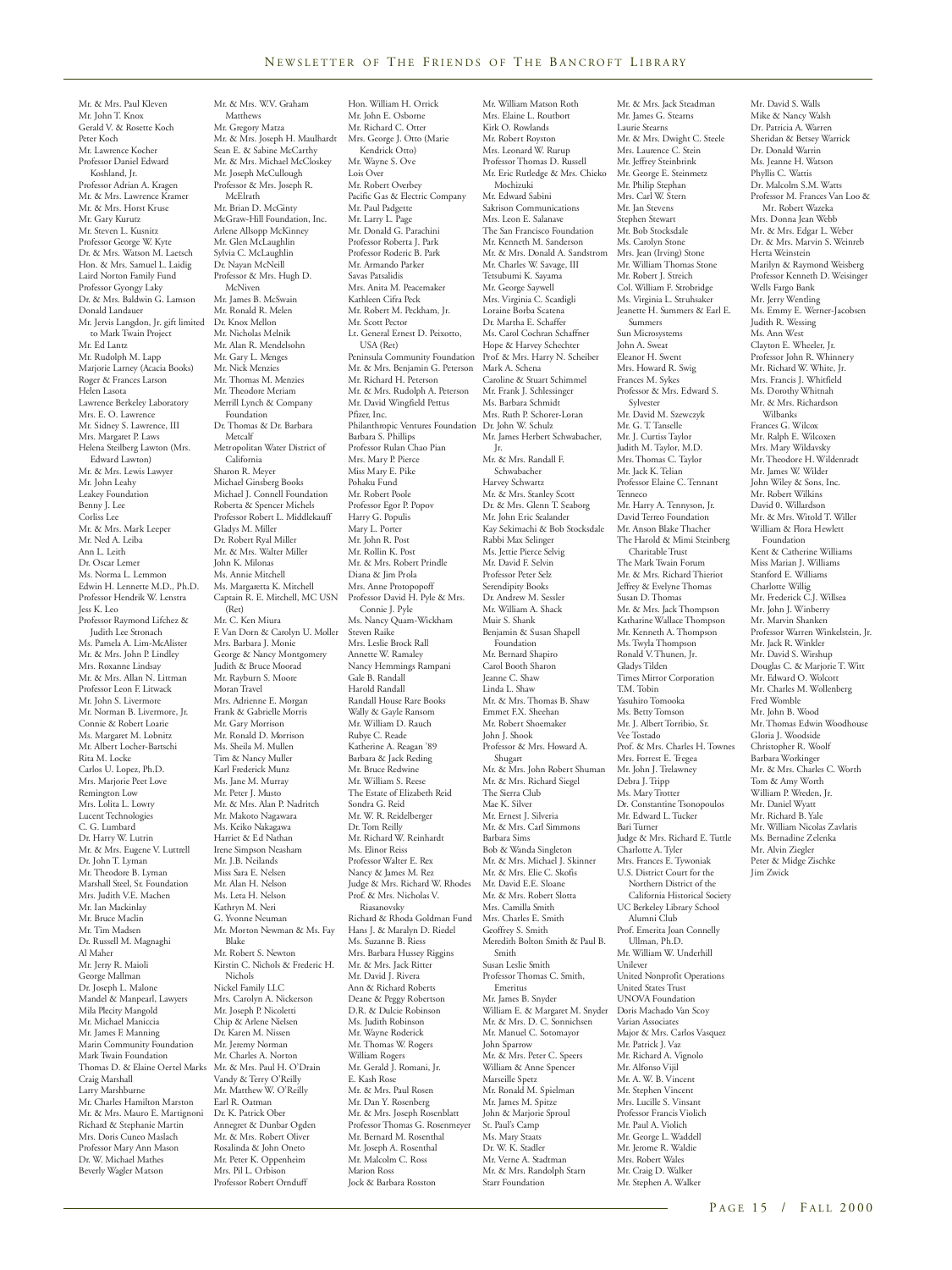Mr. & Mrs. Paul Kleven
Mr. John T. Knox
Gerald V. & Rosette Koch
Peter Koch
Mr. Lawrence Kocher
Professor Daniel Edward Koshland, Jr.
Professor Adrian A. Kragen
Mr. & Mrs. Lawrence Kramer
Mr. & Mrs. Horst Kruse
Mr. Gary Kurutz
Mr. Steven L. Kusnitz
Professor George W. Kyte
Dr. & Mrs. Watson M. Laetsch
Hon. & Mrs. Samuel L. Laidig
Laird Norton Family Fund
Professor Gyongy Laky
Dr. & Mrs. Baldwin G. Lamson
Donald Landauer
Mr. Jervis Langdon, Jr. gift limited to Mark Twain Project
Mr. Ed Lantz
Mr. Rudolph M. Lapp
Marjorie Larney (Acacia Books)
Roger & Frances Larson
Helen Lasota
Lawrence Berkeley Laboratory
Mrs. E. O. Lawrence
Mr. Sidney S. Lawrence, III
Mrs. Margaret P. Laws
Helena Steilberg Lawton (Mrs. Edward Lawton)
Mr. & Mrs. Lewis Lawyer
Mr. John Leahy
Leakey Foundation
Benny J. Lee
Corliss Lee
Mr. & Mrs. Mark Leeper
Mr. Ned A. Leiba
Ann L. Leith
Dr. Oscar Lemer
Ms. Norma L. Lemmon
Edwin H. Lennette M.D., Ph.D.
Professor Hendrik W. Lenstra
Jess K. Leo
Professor Raymond Lifchez & Judith Lee Stronach
Ms. Pamela A. Lim-McAlister
Mr. & Mrs. John P. Lindley
Mrs. Roxanne Lindsay
Mr. & Mrs. Allan N. Littman
Professor Leon F. Litwack
Mr. John S. Livermore
Mr. Norman B. Livermore, Jr.
Connie & Robert Loarie
Ms. Margaret M. Lobnitz
Mr. Albert Locher-Bartschi
Rita M. Locke
Carlos U. Lopez, Ph.D.
Mrs. Marjorie Peet Love
Remington Low
Mrs. Lolita L. Lowry
Lucent Technologies
C. G. Lumbard
Dr. Harry W. Lutrin
Mr. & Mrs. Eugene V. Luttrell
Dr. John T. Lyman
Mr. Theodore B. Lyman
Marshall Steel, Sr. Foundation
Mrs. Judith V.E. Machen
Mr. Ian Mackinlay
Mr. Bruce Maclin
Mr. Tim Madsen
Dr. Russell M. Magnaghi
Al Maher
Mr. Jerry R. Maioli
George Mallman
Dr. Joseph L. Malone
Mandel & Manpearl, Lawyers
Mila Plecity Mangold
Mr. Michael Maniccia
Mr. James F. Manning
Marin Community Foundation
Mark Twain Foundation
Thomas D. & Elaine Oertel Marks
Craig Marshall
Larry Marshburne
Mr. Charles Hamilton Marston
Mr. & Mrs. Mauro E. Martignoni
Richard & Stephanie Martin
Mrs. Doris Cuneo Maslach
Professor Mary Ann Mason
Dr. W. Michael Mathes
Beverly Wagler Matson
Mr. & Mrs. W.V. Graham Matthews
Mr. Gregory Matza
Mr. & Mrs. Joseph H. Maulhardt
Sean E. & Sabine McCarthy
Mr. & Mrs. Michael McCloskey
Mr. Joseph McCullough
Professor & Mrs. Joseph R. McElrath
Mr. Brian D. McGinty
McGraw-Hill Foundation, Inc.
Arlene Allsopp McKinney
Mr. Glen McLaughlin
Sylvia C. McLaughlin
Dr. Nayan McNeill
Professor & Mrs. Hugh D. McNiven
Mr. James B. McSwain
Mr. Ronald R. Melen
Dr. Knox Mellon
Mr. Nicholas Melnik
Mr. Alan R. Mendelsohn
Mr. Gary L. Menges
Mr. Nick Menzies
Mr. Thomas M. Menzies
Mr. Theodore Meriam
Merrill Lynch & Company Foundation
Dr. Thomas & Dr. Barbara Metcalf
Metropolitan Water District of California
Sharon R. Meyer
Michael Ginsberg Books
Michael J. Connell Foundation
Roberta & Spencer Michels
Professor Robert L. Middlekauff
Gladys M. Miller
Dr. Robert Ryal Miller
Mr. & Mrs. Walter Miller
John K. Milonas
Ms. Annie Mitchell
Ms. Margaretta K. Mitchell
Captain R. E. Mitchell, MC USN (Ret)
Mr. C. Ken Miura
F. Van Dorn & Carolyn U. Moller
Mrs. Barbara J. Monie
George & Nancy Montgomery
Judith & Bruce Moorad
Mr. Rayburn S. Moore
Moran Travel
Mrs. Adrienne E. Morgan
Frank & Gabrielle Morris
Mr. Gary Morrison
Mr. Ronald D. Morrison
Ms. Sheila M. Mullen
Tim & Nancy Muller
Karl Frederick Munz
Ms. Jane M. Murray
Mr. Peter J. Musto
Mr. & Mrs. Alan P. Nadritch
Mr. Makoto Nagawara
Ms. Keiko Nakagawa
Harriet & Ed Nathan
Irene Simpson Neasham
Mr. J.B. Neilands
Miss Sara E. Nelsen
Mr. Alan H. Nelson
Ms. Leta H. Nelson
Kathryn M. Neri
G. Yvonne Neuman
Mr. Morton Newman & Ms. Fay Blake
Mr. Robert S. Newton
Kirstin C. Nichols & Frederic H. Nichols
Nickel Family LLC
Mrs. Carolyn A. Nickerson
Mr. Joseph P. Nicoletti
Chip & Arlene Nielsen
Dr. Karen M. Nissen
Mr. Jeremy Norman
Mr. Charles A. Norton
Mr. & Mrs. Paul H. O'Drain
Vandy & Terry O'Reilly
Mr. Matthew W. O'Reilly
Earl R. Oatman
Dr. K. Patrick Ober
Annegret & Dunbar Ogden
Mr. & Mrs. Robert Oliver
Rosalinda & John Oneto
Mr. Peter K. Oppenheim
Mrs. Pil L. Orbison
Professor Robert Ornduff
Hon. William H. Orrick
Mr. John E. Osborne
Mr. Richard C. Otter
Mrs. George J. Otto (Marie Kendrick Otto)
Mr. Wayne S. Ove
Lois Over
Mr. Robert Overbey
Pacific Gas & Electric Company
Mr. Paul Padgette
Mr. Larry L. Page
Mr. Donald G. Parachini
Professor Roberta J. Park
Professor Roderic B. Park
Mr. Armando Parker
Savas Patsalidis
Mrs. Anita M. Peacemaker
Kathleen Cifra Peck
Mr. Robert M. Peckham, Jr.
Mr. Scott Pector
Lt. General Ernest D. Peixotto, USA (Ret)
Peninsula Community Foundation
Mr. & Mrs. Benjamin G. Peterson
Mr. Richard H. Peterson
Mr. & Mrs. Rudolph A. Peterson
Mr. David Wingfield Pettus
Pfizer, Inc.
Philanthropic Ventures Foundation
Barbara S. Phillips
Professor Rulan Chao Pian
Mrs. Mary P. Pierce
Miss Mary E. Pike
Pohaku Fund
Mr. Robert Poole
Professor Egor P. Popov
Harry G. Populis
Mary L. Porter
Mr. John R. Post
Mr. Rollin K. Post
Mr. & Mrs. Robert Prindle
Diana & Jim Prola
Mrs. Anne Protopopoff
Professor David H. Pyle & Mrs. Connie J. Pyle
Ms. Nancy Quam-Wickham
Steven Raike
Mrs. Leslie Brock Rall
Annette W. Ramaley
Nancy Hemmings Rampani
Gale B. Randall
Harold Randall
Randall House Rare Books
Wally & Gayle Ransom
Mr. William D. Rauch
Rubye C. Reade
Katherine A. Reagan '89
Barbara & Jack Reding
Mr. Bruce Redwine
Mr. William S. Reese
The Estate of Elizabeth Reid
Sondra G. Reid
Mr. W. R. Reidelberger
Dr. Tom Reilly
Mr. Richard W. Reinhardt
Ms. Elinor Reiss
Professor Walter E. Rex
Nancy & James M. Rez
Judge & Mrs. Richard W. Rhodes
Prof. & Mrs. Nicholas V. Riasanovsky
Richard & Rhoda Goldman Fund
Hans J. & Maralyn D. Riedel
Ms. Suzanne B. Riess
Mrs. Barbara Hussey Riggins
Mr. & Mrs. Jack Ritter
Mr. David J. Rivera
Ann & Richard Roberts
Deane & Peggy Robertson
D.R. & Dulcie Robinson
Ms. Judith Robinson
Mr. Wayne Roderick
Mr. Thomas W. Rogers
William Rogers
Mr. Gerald J. Romani, Jr.
E. Kash Rose
Mr. & Mrs. Paul Rosen
Mr. Dan Y. Rosenberg
Mr. & Mrs. Joseph Rosenblatt
Professor Thomas G. Rosenmeyer
Mr. Bernard M. Rosenthal
Mr. Joseph A. Rosenthal
Mr. Malcolm C. Ross
Marion Ross
Jock & Barbara Rosston
Mr. William Matson Roth
Mrs. Elaine L. Routbort
Kirk O. Rowlands
Mr. Robert Royston
Mrs. Leonard W. Rurup
Professor Thomas D. Russell
Mr. Eric Rutledge & Mrs. Chieko Mochizuki
Mr. Edward Sabini
Sakrison Communications
Mrs. Leon E. Salanave
The San Francisco Foundation
Mr. Kenneth M. Sanderson
Mr. & Mrs. Donald A. Sandstrom
Mr. Charles W. Savage, III
Tetsubumi K. Sayama
Mr. George Saywell
Mrs. Virginia C. Scardigli
Loraine Borba Scatena
Dr. Martha E. Schaffer
Ms. Carol Cochran Schaffner
Hope & Harvey Schechter
Prof. & Mrs. Harry N. Scheiber
Mark A. Schena
Caroline & Stuart Schimmel
Mr. Frank J. Schlessinger
Ms. Barbara Schmidt
Mrs. Ruth P. Schorer-Loran
Dr. John W. Schulz
Mr. James Herbert Schwabacher, Jr.
Mr. & Mrs. Randall F. Schwabacher
Harvey Schwartz
Mr. & Mrs. Stanley Scott
Dr. & Mrs. Glenn T. Seaborg
Mr. John Eric Sealander
Kay Sekimachi & Bob Stocksdale
Rabbi Max Selinger
Ms. Jettie Pierce Selvig
Mr. David F. Selvin
Professor Peter Selz
Serendipity Books
Dr. Andrew M. Sessler
Mr. William A. Shack
Muir S. Shank
Benjamin & Susan Shapell Foundation
Mr. Bernard Shapiro
Carol Booth Sharon
Jeanne C. Shaw
Linda L. Shaw
Mr. & Mrs. Thomas B. Shaw
Emmet F.X. Sheehan
Mr. Robert Shoemaker
John J. Shook
Professor & Mrs. Howard A. Shugart
Mr. & Mrs. John Robert Shuman
Mr. & Mrs. Richard Siegel
The Sierra Club
Mae K. Silver
Mr. Ernest J. Silveria
Mr. & Mrs. Carl Simmons
Barbara Sims
Bob & Wanda Singleton
Mr. & Mrs. Michael J. Skinner
Mr. & Mrs. Elie C. Skofis
Mr. David E.E. Sloane
Mr. & Mrs. Robert Slotta
Mrs. Camilla Smith
Mrs. Charles E. Smith
Geoffrey S. Smith
Meredith Bolton Smith & Paul B. Smith
Susan Leslie Smith
Professor Thomas C. Smith, Emeritus
Mr. James B. Snyder
William E. & Margaret M. Snyder
Mr. & Mrs. D. C. Sonnichsen
Mr. Manuel C. Sotomayor
John Sparrow
Mr. & Mrs. Peter C. Speers
William & Anne Spencer
Marseille Spetz
Mr. Ronald M. Spielman
Mr. James M. Spitze
John & Marjorie Sproul
St. Paul's Camp
Ms. Mary Staats
Dr. W. K. Stadler
Mr. Verne A. Stadtman
Mr. & Mrs. Randolph Starn
Starr Foundation
Mr. & Mrs. Jack Steadman
Mr. James G. Stearns
Laurie Stearns
Mr. & Mrs. Dwight C. Steele
Mrs. Laurence C. Stein
Mr. Jeffrey Steinbrink
Mr. George E. Steinmetz
Mr. Philip Stephan
Mrs. Carl W. Stern
Mr. Jan Stevens
Stephen Stewart
Mr. Bob Stocksdale
Ms. Carolyn Stone
Mrs. Jean (Irving) Stone
Mr. William Thomas Stone
Mr. Robert J. Streich
Col. William F. Strobridge
Ms. Virginia L. Struhsaker
Jeanette H. Summers & Earl E. Summers
Sun Microsystems
John A. Sweat
Eleanor H. Swent
Mrs. Howard R. Swig
Frances M. Sykes
Professor & Mrs. Edward S. Sylvester
Mr. David M. Szewczyk
Mr. G. T. Tanselle
Mr. J. Curtiss Taylor
Judith M. Taylor, M.D.
Mrs. Thomas C. Taylor
Mr. Jack K. Telian
Professor Elaine C. Tennant
Tenneco
Mr. Harry A. Tennyson, Jr.
David Terreo Foundation
Mr. Anson Blake Thacher
The Harold & Mimi Steinberg Charitable Trust
The Mark Twain Forum
Mr. & Mrs. Richard Thieriot
Jeffrey & Evelyne Thomas
Susan D. Thomas
Mr. & Mrs. Jack Thompson
Katharine Wallace Thompson
Mr. Kenneth A. Thompson
Ms. Twyla Thompson
Ronald V. Thunen, Jr.
Gladys Tilden
Times Mirror Corporation
T.M. Tobin
Yasuhiro Tomooka
Ms. Betty Tomson
Mr. J. Albert Torribio, Sr.
Vee Tostado
Prof. & Mrs. Charles H. Townes
Mrs. Forrest E. Tregea
Mr. John J. Trelawney
Debra J. Tripp
Ms. Mary Trotter
Dr. Constantine Tsonopoulos
Mr. Edward L. Tucker
Bari Turner
Judge & Mrs. Richard E. Tuttle
Charlotte A. Tyler
Mrs. Frances E. Tywoniak
U.S. District Court for the Northern District of the California Historical Society
UC Berkeley Library School Alumni Club
Prof. Emerita Joan Connelly Ullman, Ph.D.
Mr. William W. Underhill
Unilever
United Nonprofit Operations
United States Trust
UNOVA Foundation
Doris Machado Van Scoy
Varian Associates
Major & Mrs. Carlos Vasquez
Mr. Patrick J. Vaz
Mr. Richard A. Vignolo
Mr. Alfonso Vijil
Mr. A. W. B. Vincent
Mr. Stephen Vincent
Mrs. Lucille S. Vinsant
Professor Francis Violich
Mr. Paul A. Violich
Mr. George L. Waddell
Mr. Jerome R. Waldie
Mrs. Robert Wales
Mr. Craig D. Walker
Mr. Stephen A. Walker
Mr. David S. Walls
Mike & Nancy Walsh
Dr. Patricia A. Warren
Sheridan & Betsey Warrick
Dr. Donald Warrin
Ms. Jeanne H. Watson
Phyllis C. Wattis
Dr. Malcolm S.M. Watts
Professor M. Frances Van Loo & Mr. Robert Wazeka
Mrs. Donna Jean Webb
Mr. & Mrs. Edgar L. Weber
Dr. & Mrs. Marvin S. Weinreb
Herta Weinstein
Marilyn & Raymond Weisberg
Professor Kenneth D. Weisinger
Wells Fargo Bank
Mr. Jerry Wentling
Ms. Emmy E. Werner-Jacobsen
Judith R. Wessing
Ms. Ann West
Clayton E. Wheeler, Jr.
Professor John R. Whinnery
Mr. Richard W. White, Jr.
Mrs. Francis J. Whitfield
Ms. Dorothy Whitnah
Mr. & Mrs. Richardson Wilbanks
Frances G. Wilcox
Mr. Ralph E. Wilcoxen
Mrs. Mary Wildavsky
Mr. Theodore H. Wildenradt
Mr. James W. Wilder
John Wiley & Sons, Inc.
Mr. Robert Wilkins
David 0. Willardson
Mr. & Mrs. Witold T. Willer
William & Flora Hewlett Foundation
Kent & Catherine Williams
Miss Marian J. Williams
Stanford E. Williams
Charlotte Willig
Mr. Frederick C.J. Willsea
Mr. John J. Winberry
Mr. Marvin Shanken
Professor Warren Winkelstein, Jr.
Mr. Jack R. Winkler
Mr. David S. Wirshup
Douglas C. & Marjorie T. Witt
Mr. Edward O. Wolcott
Mr. Charles M. Wollenberg
Fred Womble
Mr. John B. Wood
Mr. Thomas Edwin Woodhouse
Gloria J. Woodside
Christopher R. Woolf
Barbara Workinger
Mr. & Mrs. Charles C. Worth
Tom & Amy Worth
William P. Wreden, Jr.
Mr. Daniel Wyatt
Mr. Richard B. Yale
Mr. William Nicolas Zavlaris
Ms. Bernadine Zelenka
Mr. Alvin Ziegler
Peter & Midge Zischke
Jim Zwick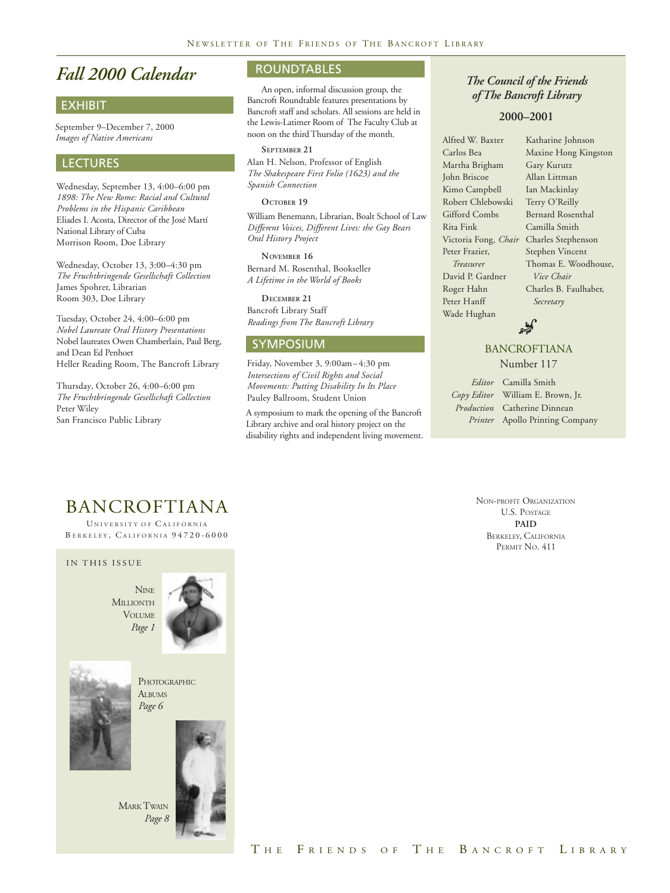# Fall 2000 Calendar

## EXHIBIT

September 9–December 7, 2000
*Images of Native Americans*

## LECTURES

Wednesday, September 13, 4:00–6:00 pm
*1898: The New Rome: Racial and Cultural Problems in the Hispanic Caribbean*
Eliades I. Acosta, Director of the José Martí National Library of Cuba
Morrison Room, Doe Library

Wednesday, October 13, 3:00–4:30 pm
*The Fruchtbringende Gesellschaft Collection*
James Spohrer, Librarian
Room 303, Doe Library

Tuesday, October 24, 4:00–6:00 pm
*Nobel Laureate Oral History Presentations*
Nobel laureates Owen Chamberlain, Paul Berg, and Dean Ed Penhoet
Heller Reading Room, The Bancroft Library

Thursday, October 26, 4:00–6:00 pm
*The Fruchtbringende Gesellschaft Collection*
Peter Wiley
San Francisco Public Library

## ROUNDTABLES

An open, informal discussion group, the Bancroft Roundtable features presentations by Bancroft staff and scholars. All sessions are held in the Lewis-Latimer Room of The Faculty Club at noon on the third Thursday of the month.

**September 21**
Alan H. Nelson, Professor of English
*The Shakespeare First Folio (1623) and the Spanish Connection*

**October 19**
William Benemann, Librarian, Boalt School of Law
*Different Voices, Different Lives: the Gay Bears Oral History Project*

**November 16**
Bernard M. Rosenthal, Bookseller
*A Lifetime in the World of Books*

**December 21**
Bancroft Library Staff
*Readings from The Bancroft Library*

## SYMPOSIUM

Friday, November 3, 9:00am–4:30 pm
*Intersections of Civil Rights and Social Movements: Putting Disability In Its Place*
Pauley Ballroom, Student Union

A symposium to mark the opening of the Bancroft Library archive and oral history project on the disability rights and independent living movement.

### *The Council of the Friends of The Bancroft Library*

**2000–2001**

Alfred W. Baxter
Carlos Bea
Martha Brigham
John Briscoe
Kimo Campbell
Robert Chlebowski
Gifford Combs
Rita Fink
Victoria Fong, *Chair*
Peter Frazier, *Treasurer*
David P. Gardner
Roger Hahn
Peter Hanff
Wade Hughan
Katharine Johnson
Maxine Hong Kingston
Gary Kurutz
Allan Littman
Ian Mackinlay
Terry O'Reilly
Bernard Rosenthal
Camilla Smith
Charles Stephenson
Stephen Vincent
Thomas E. Woodhouse, *Vice Chair*
Charles B. Faulhaber, *Secretary*

### BANCROFTIANA

Number 117

*Editor* Camilla Smith
*Copy Editor* William E. Brown, Jr.
*Production* Catherine Dinnean
*Printer* Apollo Printing Company

# BANCROFTIANA

University of California
Berkeley, California 94720-6000

Non-profit Organization
U.S. Postage
**PAID**
Berkeley, California
Permit No. 411

IN THIS ISSUE

Nine Millionth Volume
*Page 1*

Photographic Albums
*Page 6*

Mark Twain
*Page 8*

The Friends of The Bancroft Library